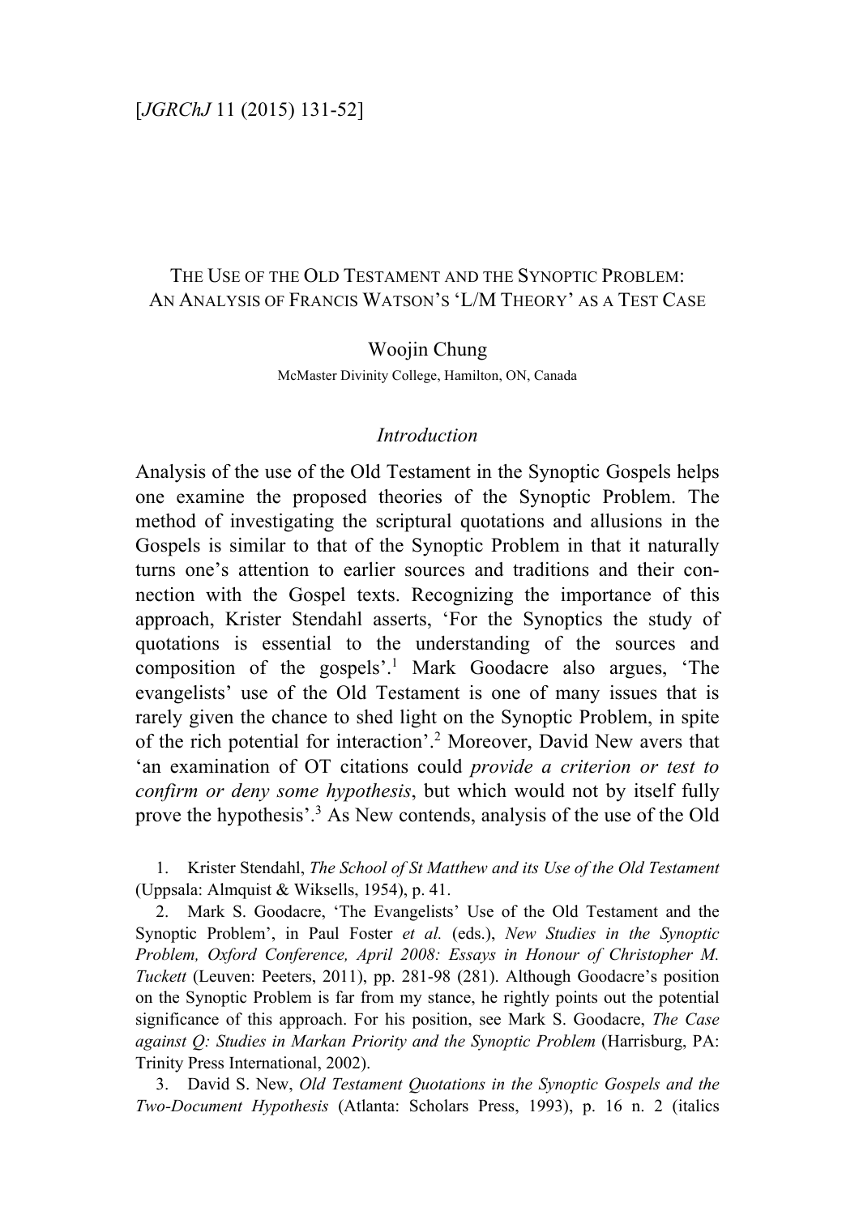# The Use of the Old Testament and the Synoptic Problem: An Analysis of Francis Watson's 'L/M Theory' as a Test Case

Woojin Chung

McMaster Divinity College, Hamilton, ON, Canada

## *Introduction*

Analysis of the use of the Old Testament in the Synoptic Gospels helps one examine the proposed theories of the Synoptic Problem. The method of investigating the scriptural quotations and allusions in the Gospels is similar to that of the Synoptic Problem in that it naturally turns one's attention to earlier sources and traditions and their connection with the Gospel texts. Recognizing the importance of this approach, Krister Stendahl asserts, 'For the Synoptics the study of quotations is essential to the understanding of the sources and composition of the gospels'.[1] Mark Goodacre also argues, 'The evangelists' use of the Old Testament is one of many issues that is rarely given the chance to shed light on the Synoptic Problem, in spite of the rich potential for interaction'.[2] Moreover, David New avers that 'an examination of OT citations could *provide a criterion or test to confirm or deny some hypothesis*, but which would not by itself fully prove the hypothesis'.[3] As New contends, analysis of the use of the Old

1. Krister Stendahl, *The School of St Matthew and its Use of the Old Testament* (Uppsala: Almquist & Wiksells, 1954), p. 41.

2. Mark S. Goodacre, 'The Evangelists' Use of the Old Testament and the Synoptic Problem', in Paul Foster *et al.* (eds.), *New Studies in the Synoptic Problem, Oxford Conference, April 2008: Essays in Honour of Christopher M. Tuckett* (Leuven: Peeters, 2011), pp. 281-98 (281). Although Goodacre's position on the Synoptic Problem is far from my stance, he rightly points out the potential significance of this approach. For his position, see Mark S. Goodacre, *The Case against Q: Studies in Markan Priority and the Synoptic Problem* (Harrisburg, PA: Trinity Press International, 2002).

3. David S. New, *Old Testament Quotations in the Synoptic Gospels and the Two-Document Hypothesis* (Atlanta: Scholars Press, 1993), p. 16 n. 2 (italics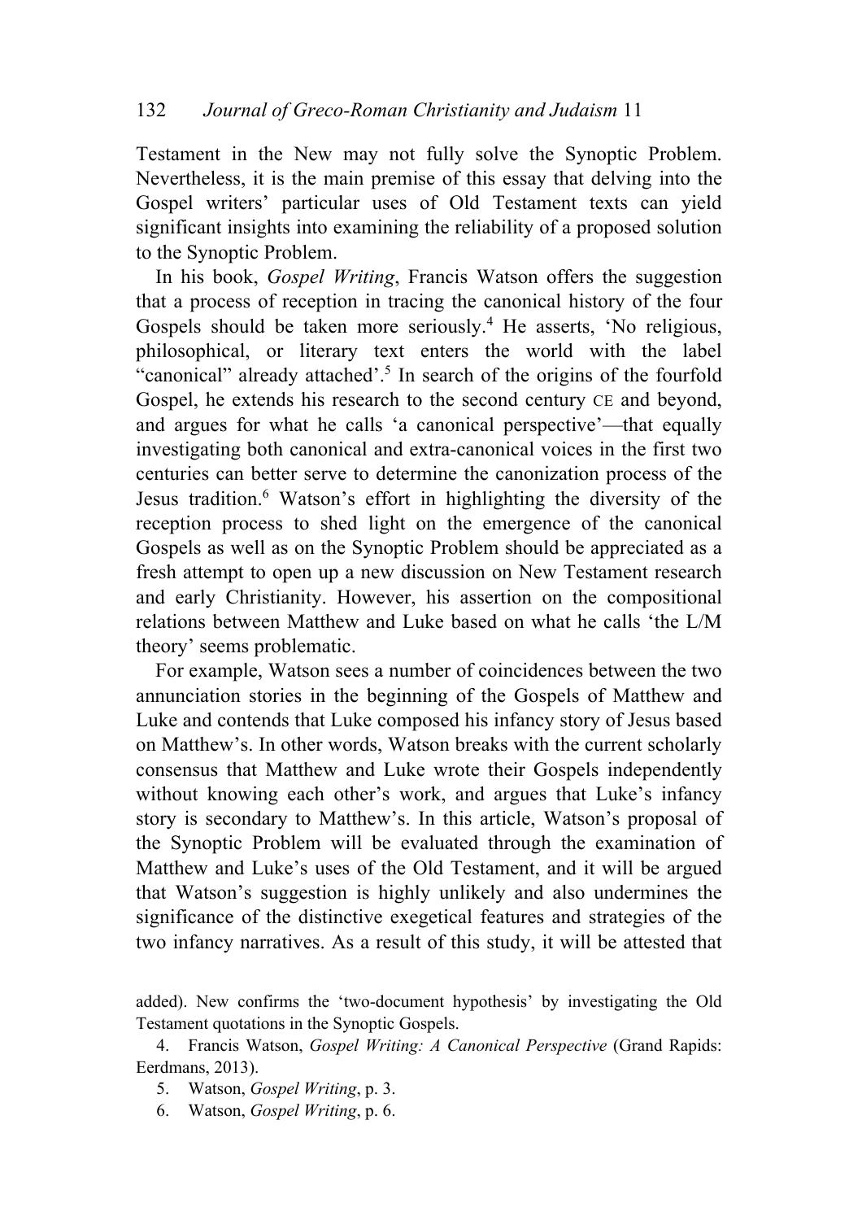Testament in the New may not fully solve the Synoptic Problem. Nevertheless, it is the main premise of this essay that delving into the Gospel writers' particular uses of Old Testament texts can yield significant insights into examining the reliability of a proposed solution to the Synoptic Problem.

In his book, *Gospel Writing*, Francis Watson offers the suggestion that a process of reception in tracing the canonical history of the four Gospels should be taken more seriously.[4] He asserts, 'No religious, philosophical, or literary text enters the world with the label "canonical" already attached'.[5] In search of the origins of the fourfold Gospel, he extends his research to the second century CE and beyond, and argues for what he calls 'a canonical perspective'—that equally investigating both canonical and extra-canonical voices in the first two centuries can better serve to determine the canonization process of the Jesus tradition.[6] Watson's effort in highlighting the diversity of the reception process to shed light on the emergence of the canonical Gospels as well as on the Synoptic Problem should be appreciated as a fresh attempt to open up a new discussion on New Testament research and early Christianity. However, his assertion on the compositional relations between Matthew and Luke based on what he calls 'the L/M theory' seems problematic.

For example, Watson sees a number of coincidences between the two annunciation stories in the beginning of the Gospels of Matthew and Luke and contends that Luke composed his infancy story of Jesus based on Matthew's. In other words, Watson breaks with the current scholarly consensus that Matthew and Luke wrote their Gospels independently without knowing each other's work, and argues that Luke's infancy story is secondary to Matthew's. In this article, Watson's proposal of the Synoptic Problem will be evaluated through the examination of Matthew and Luke's uses of the Old Testament, and it will be argued that Watson's suggestion is highly unlikely and also undermines the significance of the distinctive exegetical features and strategies of the two infancy narratives. As a result of this study, it will be attested that

added). New confirms the 'two-document hypothesis' by investigating the Old Testament quotations in the Synoptic Gospels.

4. Francis Watson, *Gospel Writing: A Canonical Perspective* (Grand Rapids: Eerdmans, 2013).

5. Watson, *Gospel Writing*, p. 3.

6. Watson, *Gospel Writing*, p. 6.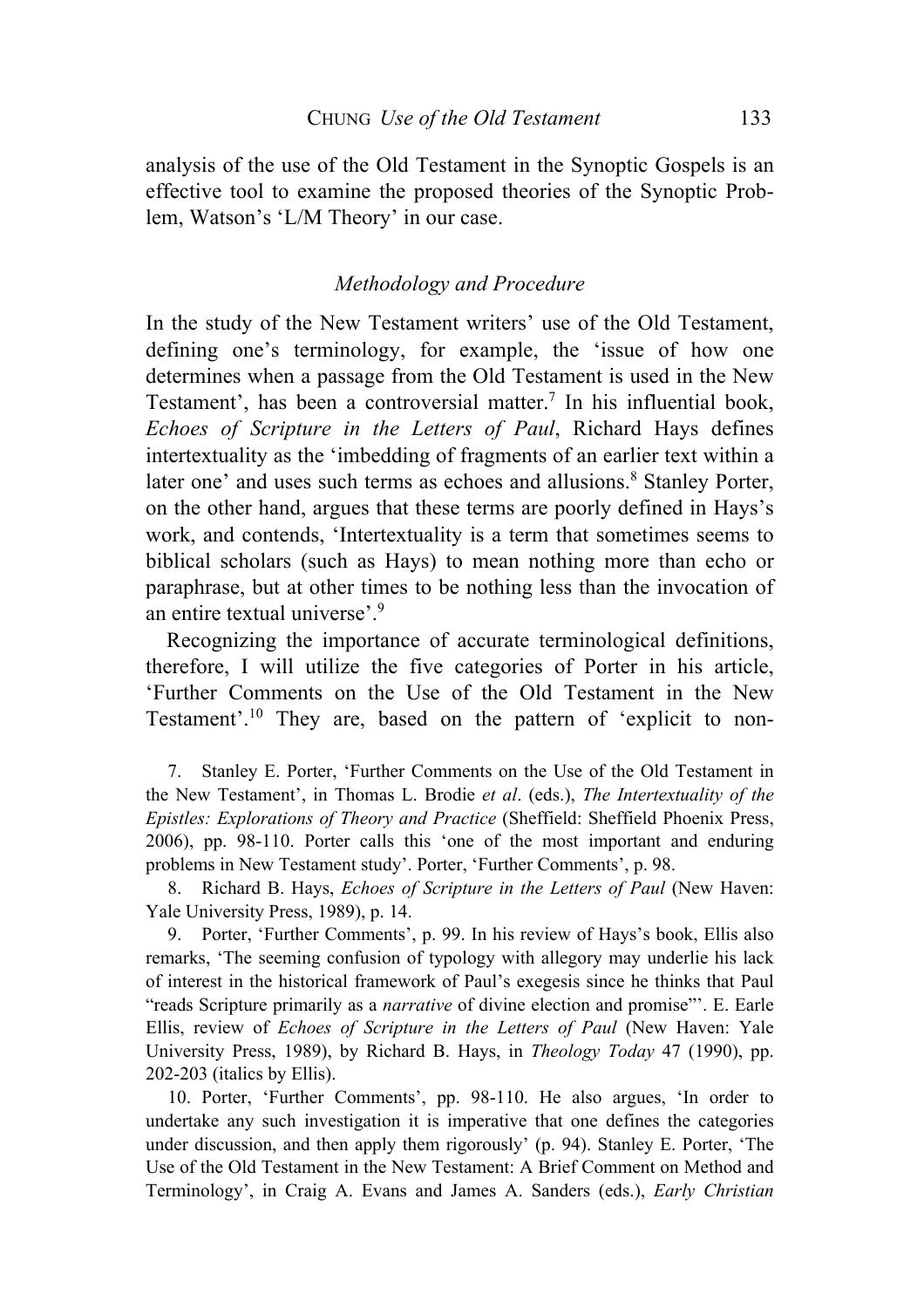analysis of the use of the Old Testament in the Synoptic Gospels is an effective tool to examine the proposed theories of the Synoptic Problem, Watson's 'L/M Theory' in our case.

## *Methodology and Procedure*

In the study of the New Testament writers' use of the Old Testament, defining one's terminology, for example, the 'issue of how one determines when a passage from the Old Testament is used in the New Testament', has been a controversial matter.[7] In his influential book, *Echoes of Scripture in the Letters of Paul*, Richard Hays defines intertextuality as the 'imbedding of fragments of an earlier text within a later one' and uses such terms as echoes and allusions.[8] Stanley Porter, on the other hand, argues that these terms are poorly defined in Hays's work, and contends, 'Intertextuality is a term that sometimes seems to biblical scholars (such as Hays) to mean nothing more than echo or paraphrase, but at other times to be nothing less than the invocation of an entire textual universe'.[9]

Recognizing the importance of accurate terminological definitions, therefore, I will utilize the five categories of Porter in his article, 'Further Comments on the Use of the Old Testament in the New Testament'.[10] They are, based on the pattern of 'explicit to non-

7. Stanley E. Porter, 'Further Comments on the Use of the Old Testament in the New Testament', in Thomas L. Brodie *et al*. (eds.), *The Intertextuality of the Epistles: Explorations of Theory and Practice* (Sheffield: Sheffield Phoenix Press, 2006), pp. 98-110. Porter calls this 'one of the most important and enduring problems in New Testament study'. Porter, 'Further Comments', p. 98.

8. Richard B. Hays, *Echoes of Scripture in the Letters of Paul* (New Haven: Yale University Press, 1989), p. 14.

9. Porter, 'Further Comments', p. 99. In his review of Hays's book, Ellis also remarks, 'The seeming confusion of typology with allegory may underlie his lack of interest in the historical framework of Paul's exegesis since he thinks that Paul "reads Scripture primarily as a *narrative* of divine election and promise"'. E. Earle Ellis, review of *Echoes of Scripture in the Letters of Paul* (New Haven: Yale University Press, 1989), by Richard B. Hays, in *Theology Today* 47 (1990), pp. 202-203 (italics by Ellis).

10. Porter, 'Further Comments', pp. 98-110. He also argues, 'In order to undertake any such investigation it is imperative that one defines the categories under discussion, and then apply them rigorously' (p. 94). Stanley E. Porter, 'The Use of the Old Testament in the New Testament: A Brief Comment on Method and Terminology', in Craig A. Evans and James A. Sanders (eds.), *Early Christian*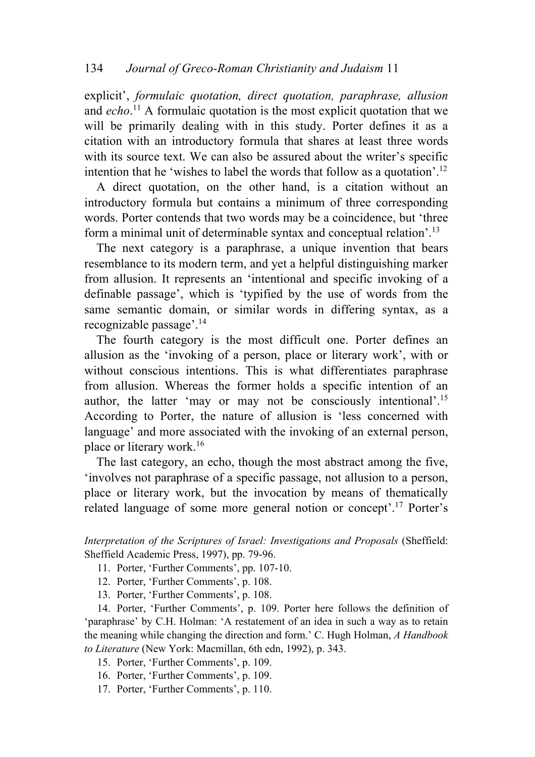explicit', *formulaic quotation, direct quotation, paraphrase, allusion* and *echo*.[11] A formulaic quotation is the most explicit quotation that we will be primarily dealing with in this study. Porter defines it as a citation with an introductory formula that shares at least three words with its source text. We can also be assured about the writer's specific intention that he 'wishes to label the words that follow as a quotation'.[12]

A direct quotation, on the other hand, is a citation without an introductory formula but contains a minimum of three corresponding words. Porter contends that two words may be a coincidence, but 'three form a minimal unit of determinable syntax and conceptual relation'.[13]

The next category is a paraphrase, a unique invention that bears resemblance to its modern term, and yet a helpful distinguishing marker from allusion. It represents an 'intentional and specific invoking of a definable passage', which is 'typified by the use of words from the same semantic domain, or similar words in differing syntax, as a recognizable passage'.[14]

The fourth category is the most difficult one. Porter defines an allusion as the 'invoking of a person, place or literary work', with or without conscious intentions. This is what differentiates paraphrase from allusion. Whereas the former holds a specific intention of an author, the latter 'may or may not be consciously intentional'.[15] According to Porter, the nature of allusion is 'less concerned with language' and more associated with the invoking of an external person, place or literary work.[16]

The last category, an echo, though the most abstract among the five, 'involves not paraphrase of a specific passage, not allusion to a person, place or literary work, but the invocation by means of thematically related language of some more general notion or concept'.[17] Porter's

*Interpretation of the Scriptures of Israel: Investigations and Proposals* (Sheffield: Sheffield Academic Press, 1997), pp. 79-96.

11. Porter, 'Further Comments', pp. 107-10.
12. Porter, 'Further Comments', p. 108.
13. Porter, 'Further Comments', p. 108.
14. Porter, 'Further Comments', p. 109. Porter here follows the definition of 'paraphrase' by C.H. Holman: 'A restatement of an idea in such a way as to retain the meaning while changing the direction and form.' C. Hugh Holman, *A Handbook to Literature* (New York: Macmillan, 6th edn, 1992), p. 343.
15. Porter, 'Further Comments', p. 109.
16. Porter, 'Further Comments', p. 109.
17. Porter, 'Further Comments', p. 110.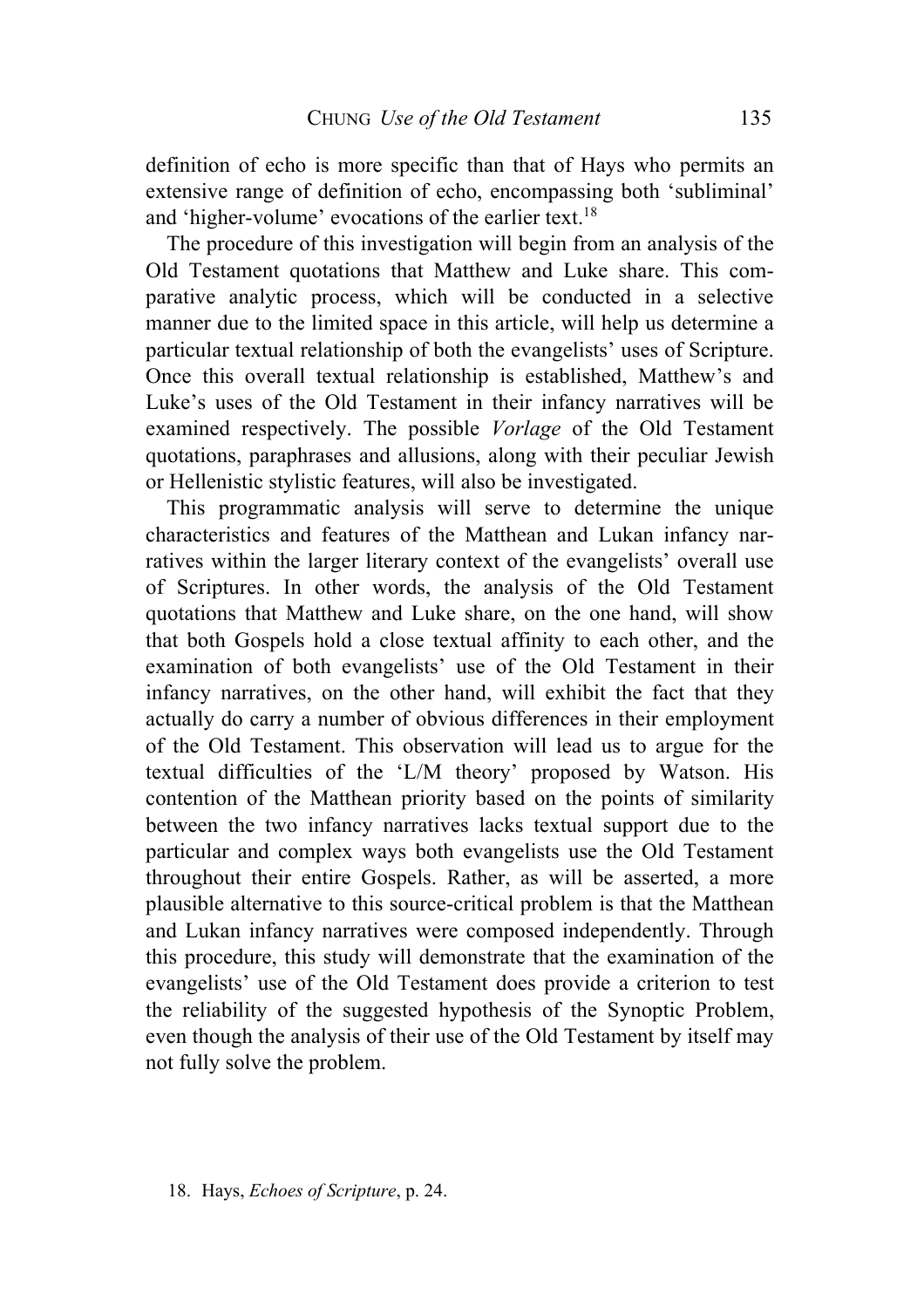definition of echo is more specific than that of Hays who permits an extensive range of definition of echo, encompassing both 'subliminal' and 'higher-volume' evocations of the earlier text.[18]

The procedure of this investigation will begin from an analysis of the Old Testament quotations that Matthew and Luke share. This comparative analytic process, which will be conducted in a selective manner due to the limited space in this article, will help us determine a particular textual relationship of both the evangelists' uses of Scripture. Once this overall textual relationship is established, Matthew's and Luke's uses of the Old Testament in their infancy narratives will be examined respectively. The possible *Vorlage* of the Old Testament quotations, paraphrases and allusions, along with their peculiar Jewish or Hellenistic stylistic features, will also be investigated.

This programmatic analysis will serve to determine the unique characteristics and features of the Matthean and Lukan infancy narratives within the larger literary context of the evangelists' overall use of Scriptures. In other words, the analysis of the Old Testament quotations that Matthew and Luke share, on the one hand, will show that both Gospels hold a close textual affinity to each other, and the examination of both evangelists' use of the Old Testament in their infancy narratives, on the other hand, will exhibit the fact that they actually do carry a number of obvious differences in their employment of the Old Testament. This observation will lead us to argue for the textual difficulties of the 'L/M theory' proposed by Watson. His contention of the Matthean priority based on the points of similarity between the two infancy narratives lacks textual support due to the particular and complex ways both evangelists use the Old Testament throughout their entire Gospels. Rather, as will be asserted, a more plausible alternative to this source-critical problem is that the Matthean and Lukan infancy narratives were composed independently. Through this procedure, this study will demonstrate that the examination of the evangelists' use of the Old Testament does provide a criterion to test the reliability of the suggested hypothesis of the Synoptic Problem, even though the analysis of their use of the Old Testament by itself may not fully solve the problem.

18. Hays, *Echoes of Scripture*, p. 24.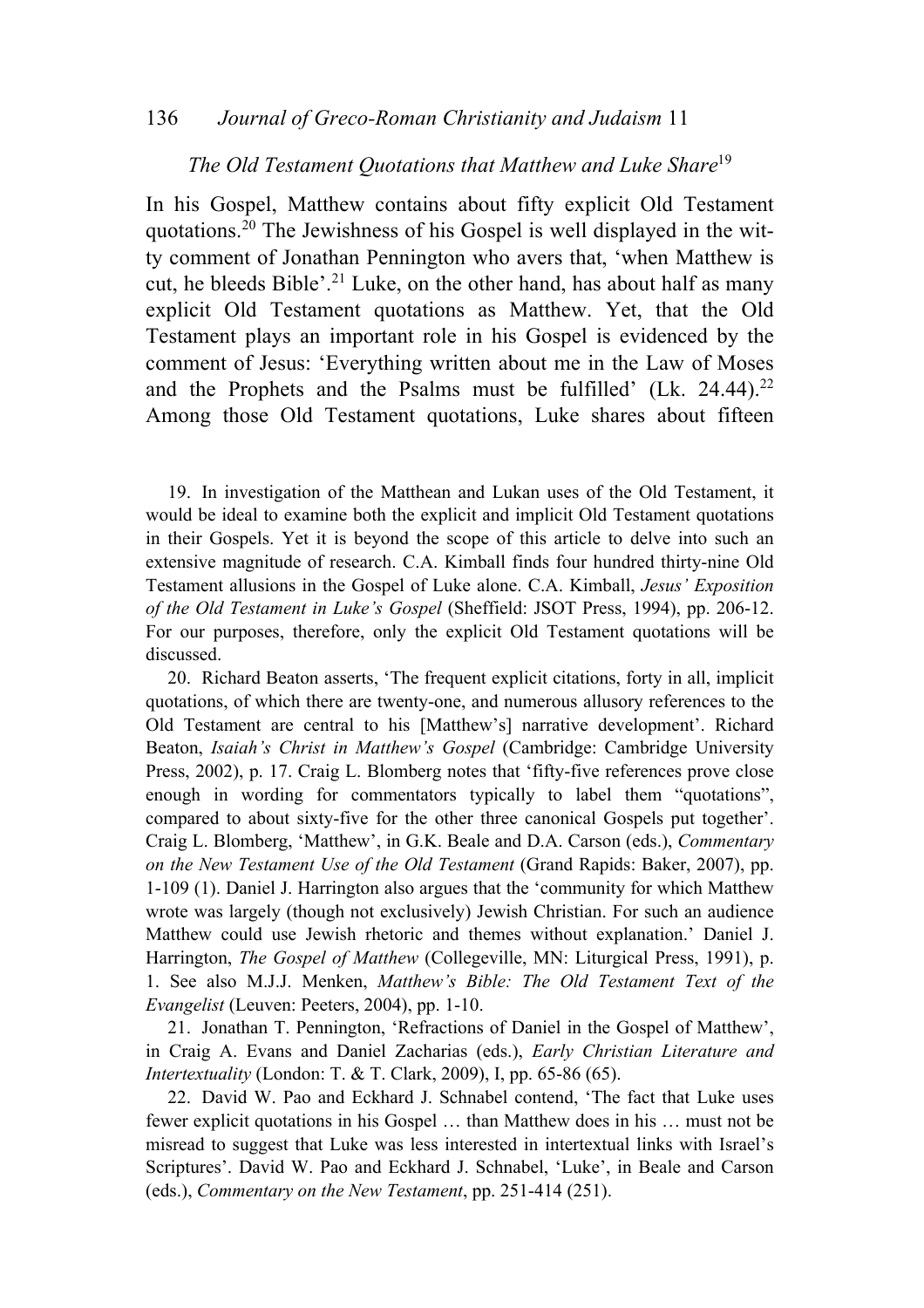### *The Old Testament Quotations that Matthew and Luke Share*[19]

In his Gospel, Matthew contains about fifty explicit Old Testament quotations.[20] The Jewishness of his Gospel is well displayed in the witty comment of Jonathan Pennington who avers that, 'when Matthew is cut, he bleeds Bible'.[21] Luke, on the other hand, has about half as many explicit Old Testament quotations as Matthew. Yet, that the Old Testament plays an important role in his Gospel is evidenced by the comment of Jesus: 'Everything written about me in the Law of Moses and the Prophets and the Psalms must be fulfilled' (Lk. 24.44).[22] Among those Old Testament quotations, Luke shares about fifteen

19. In investigation of the Matthean and Lukan uses of the Old Testament, it would be ideal to examine both the explicit and implicit Old Testament quotations in their Gospels. Yet it is beyond the scope of this article to delve into such an extensive magnitude of research. C.A. Kimball finds four hundred thirty-nine Old Testament allusions in the Gospel of Luke alone. C.A. Kimball, *Jesus' Exposition of the Old Testament in Luke's Gospel* (Sheffield: JSOT Press, 1994), pp. 206-12. For our purposes, therefore, only the explicit Old Testament quotations will be discussed.

20. Richard Beaton asserts, 'The frequent explicit citations, forty in all, implicit quotations, of which there are twenty-one, and numerous allusory references to the Old Testament are central to his [Matthew's] narrative development'. Richard Beaton, *Isaiah's Christ in Matthew's Gospel* (Cambridge: Cambridge University Press, 2002), p. 17. Craig L. Blomberg notes that 'fifty-five references prove close enough in wording for commentators typically to label them "quotations", compared to about sixty-five for the other three canonical Gospels put together'. Craig L. Blomberg, 'Matthew', in G.K. Beale and D.A. Carson (eds.), *Commentary on the New Testament Use of the Old Testament* (Grand Rapids: Baker, 2007), pp. 1-109 (1). Daniel J. Harrington also argues that the 'community for which Matthew wrote was largely (though not exclusively) Jewish Christian. For such an audience Matthew could use Jewish rhetoric and themes without explanation.' Daniel J. Harrington, *The Gospel of Matthew* (Collegeville, MN: Liturgical Press, 1991), p. 1. See also M.J.J. Menken, *Matthew's Bible: The Old Testament Text of the Evangelist* (Leuven: Peeters, 2004), pp. 1-10.

21. Jonathan T. Pennington, 'Refractions of Daniel in the Gospel of Matthew', in Craig A. Evans and Daniel Zacharias (eds.), *Early Christian Literature and Intertextuality* (London: T. & T. Clark, 2009), I, pp. 65-86 (65).

22. David W. Pao and Eckhard J. Schnabel contend, 'The fact that Luke uses fewer explicit quotations in his Gospel … than Matthew does in his … must not be misread to suggest that Luke was less interested in intertextual links with Israel's Scriptures'. David W. Pao and Eckhard J. Schnabel, 'Luke', in Beale and Carson (eds.), *Commentary on the New Testament*, pp. 251-414 (251).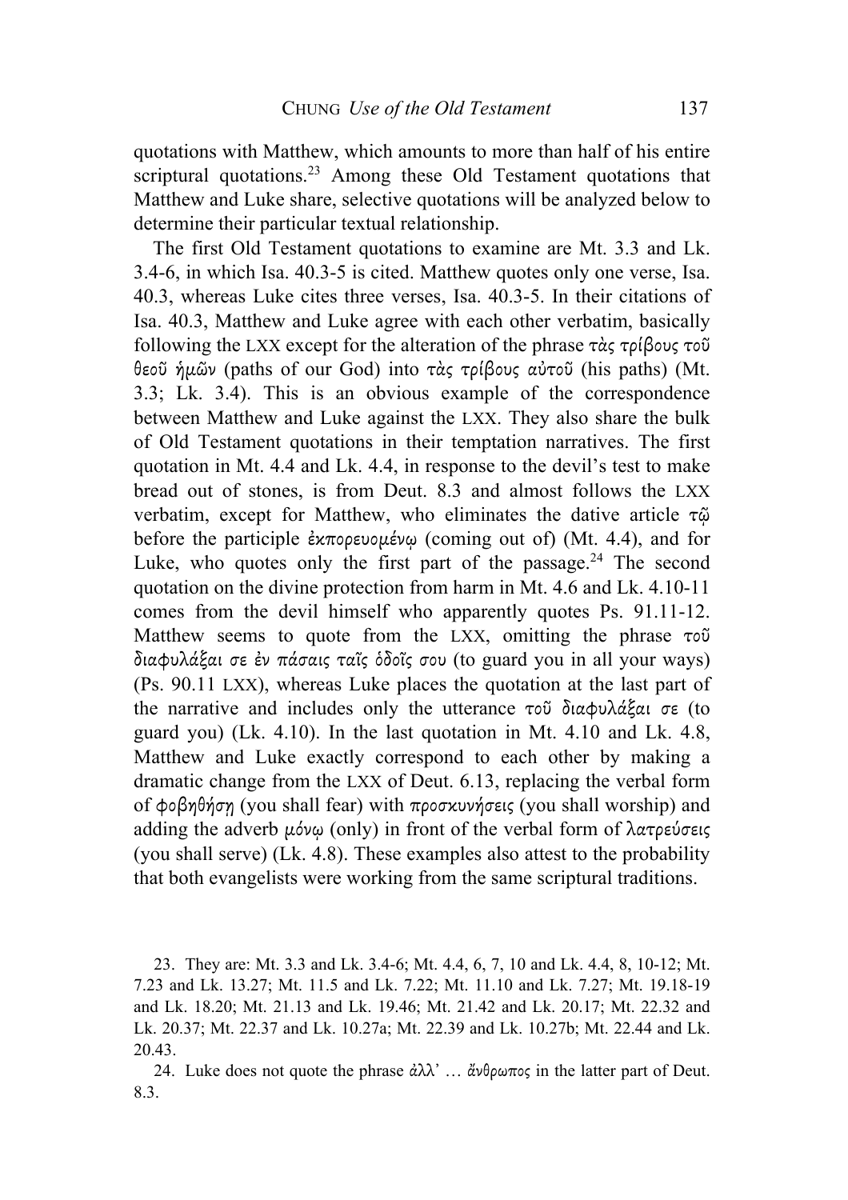quotations with Matthew, which amounts to more than half of his entire scriptural quotations.[23] Among these Old Testament quotations that Matthew and Luke share, selective quotations will be analyzed below to determine their particular textual relationship.

The first Old Testament quotations to examine are Mt. 3.3 and Lk. 3.4-6, in which Isa. 40.3-5 is cited. Matthew quotes only one verse, Isa. 40.3, whereas Luke cites three verses, Isa. 40.3-5. In their citations of Isa. 40.3, Matthew and Luke agree with each other verbatim, basically following the LXX except for the alteration of the phrase *τὰς τρίβους τοῦ θεοῦ ἡμῶν* (paths of our God) into *τὰς τρίβους αὐτοῦ* (his paths) (Mt. 3.3; Lk. 3.4). This is an obvious example of the correspondence between Matthew and Luke against the LXX. They also share the bulk of Old Testament quotations in their temptation narratives. The first quotation in Mt. 4.4 and Lk. 4.4, in response to the devil's test to make bread out of stones, is from Deut. 8.3 and almost follows the LXX verbatim, except for Matthew, who eliminates the dative article *τῷ* before the participle *ἐκπορευομένῳ* (coming out of) (Mt. 4.4), and for Luke, who quotes only the first part of the passage.[24] The second quotation on the divine protection from harm in Mt. 4.6 and Lk. 4.10-11 comes from the devil himself who apparently quotes Ps. 91.11-12. Matthew seems to quote from the LXX, omitting the phrase *τοῦ διαφυλάξαι σε ἐν πάσαις ταῖς ὁδοῖς σου* (to guard you in all your ways) (Ps. 90.11 LXX), whereas Luke places the quotation at the last part of the narrative and includes only the utterance *τοῦ διαφυλάξαι σε* (to guard you) (Lk. 4.10). In the last quotation in Mt. 4.10 and Lk. 4.8, Matthew and Luke exactly correspond to each other by making a dramatic change from the LXX of Deut. 6.13, replacing the verbal form of *φοβηθήσῃ* (you shall fear) with *προσκυνήσεις* (you shall worship) and adding the adverb *μόνῳ* (only) in front of the verbal form of *λατρεύσεις* (you shall serve) (Lk. 4.8). These examples also attest to the probability that both evangelists were working from the same scriptural traditions.

23. They are: Mt. 3.3 and Lk. 3.4-6; Mt. 4.4, 6, 7, 10 and Lk. 4.4, 8, 10-12; Mt. 7.23 and Lk. 13.27; Mt. 11.5 and Lk. 7.22; Mt. 11.10 and Lk. 7.27; Mt. 19.18-19 and Lk. 18.20; Mt. 21.13 and Lk. 19.46; Mt. 21.42 and Lk. 20.17; Mt. 22.32 and Lk. 20.37; Mt. 22.37 and Lk. 10.27a; Mt. 22.39 and Lk. 10.27b; Mt. 22.44 and Lk. 20.43.

24. Luke does not quote the phrase *ἀλλ' … ἄνθρωπος* in the latter part of Deut. 8.3.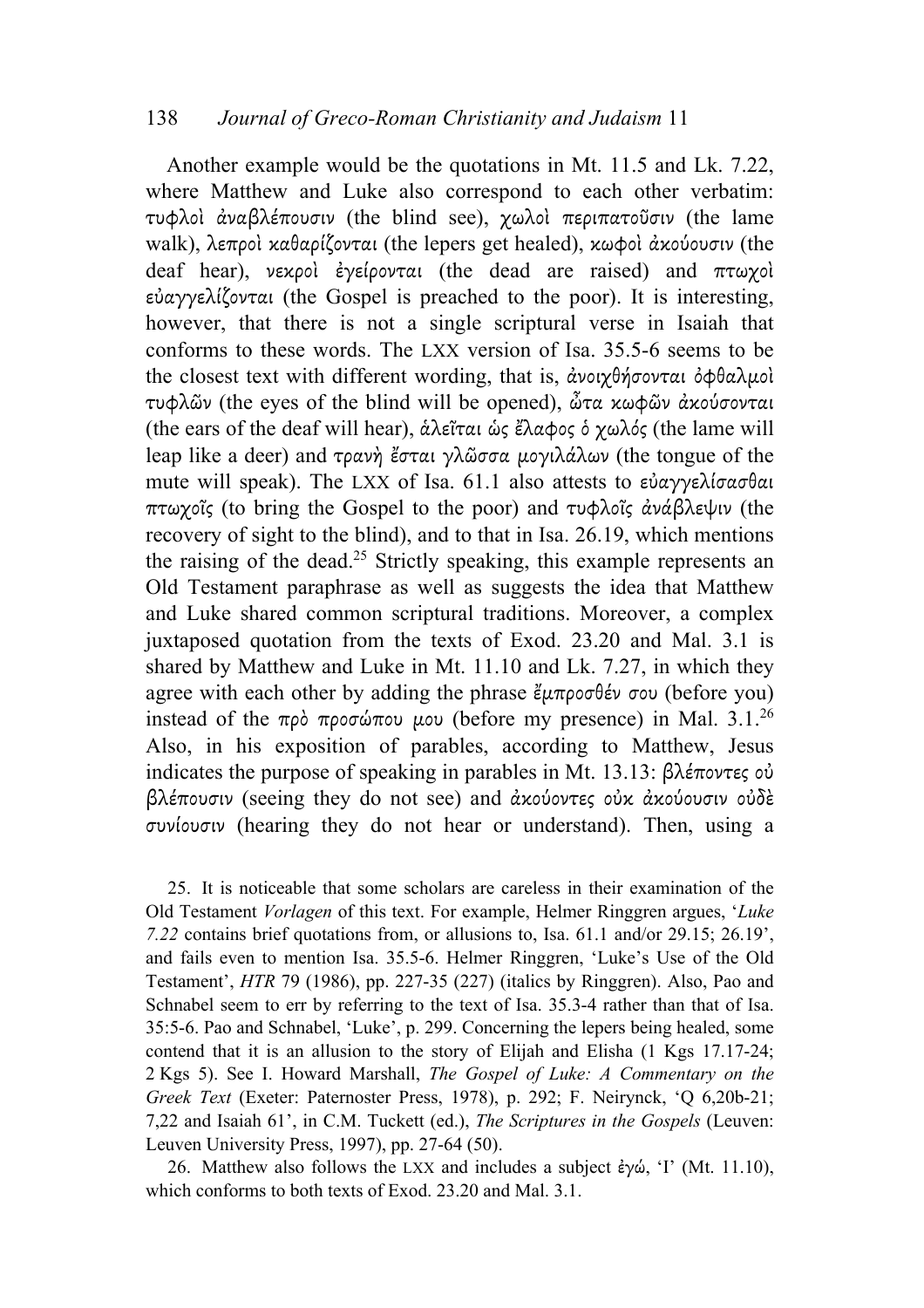Another example would be the quotations in Mt. 11.5 and Lk. 7.22, where Matthew and Luke also correspond to each other verbatim: τυφλοὶ ἀναβλέπουσιν (the blind see), χωλοὶ περιπατοῦσιν (the lame walk), λεπροὶ καθαρίζονται (the lepers get healed), κωφοὶ ἀκούουσιν (the deaf hear), νεκροὶ ἐγείρονται (the dead are raised) and πτωχοὶ εὐαγγελίζονται (the Gospel is preached to the poor). It is interesting, however, that there is not a single scriptural verse in Isaiah that conforms to these words. The LXX version of Isa. 35.5-6 seems to be the closest text with different wording, that is, ἀνοιχθήσονται ὀφθαλμοὶ τυφλῶν (the eyes of the blind will be opened), ὦτα κωφῶν ἀκούσονται (the ears of the deaf will hear), ἁλεῖται ὡς ἔλαφος ὁ χωλός (the lame will leap like a deer) and τρανὴ ἔσται γλῶσσα μογιλάλων (the tongue of the mute will speak). The LXX of Isa. 61.1 also attests to εὐαγγελίσασθαι πτωχοῖς (to bring the Gospel to the poor) and τυφλοῖς ἀνάβλεψιν (the recovery of sight to the blind), and to that in Isa. 26.19, which mentions the raising of the dead.[25] Strictly speaking, this example represents an Old Testament paraphrase as well as suggests the idea that Matthew and Luke shared common scriptural traditions. Moreover, a complex juxtaposed quotation from the texts of Exod. 23.20 and Mal. 3.1 is shared by Matthew and Luke in Mt. 11.10 and Lk. 7.27, in which they agree with each other by adding the phrase ἔμπροσθέν σου (before you) instead of the πρὸ προσώπου μου (before my presence) in Mal. 3.1.[26] Also, in his exposition of parables, according to Matthew, Jesus indicates the purpose of speaking in parables in Mt. 13.13: βλέποντες οὐ βλέπουσιν (seeing they do not see) and ἀκούοντες οὐκ ἀκούουσιν οὐδὲ συνίουσιν (hearing they do not hear or understand). Then, using a

25. It is noticeable that some scholars are careless in their examination of the Old Testament *Vorlagen* of this text. For example, Helmer Ringgren argues, '*Luke 7.22* contains brief quotations from, or allusions to, Isa. 61.1 and/or 29.15; 26.19', and fails even to mention Isa. 35.5-6. Helmer Ringgren, 'Luke's Use of the Old Testament', *HTR* 79 (1986), pp. 227-35 (227) (italics by Ringgren). Also, Pao and Schnabel seem to err by referring to the text of Isa. 35.3-4 rather than that of Isa. 35:5-6. Pao and Schnabel, 'Luke', p. 299. Concerning the lepers being healed, some contend that it is an allusion to the story of Elijah and Elisha (1 Kgs 17.17-24; 2 Kgs 5). See I. Howard Marshall, *The Gospel of Luke: A Commentary on the Greek Text* (Exeter: Paternoster Press, 1978), p. 292; F. Neirynck, 'Q 6,20b-21; 7,22 and Isaiah 61', in C.M. Tuckett (ed.), *The Scriptures in the Gospels* (Leuven: Leuven University Press, 1997), pp. 27-64 (50).

26. Matthew also follows the LXX and includes a subject ἐγώ, 'I' (Mt. 11.10), which conforms to both texts of Exod. 23.20 and Mal. 3.1.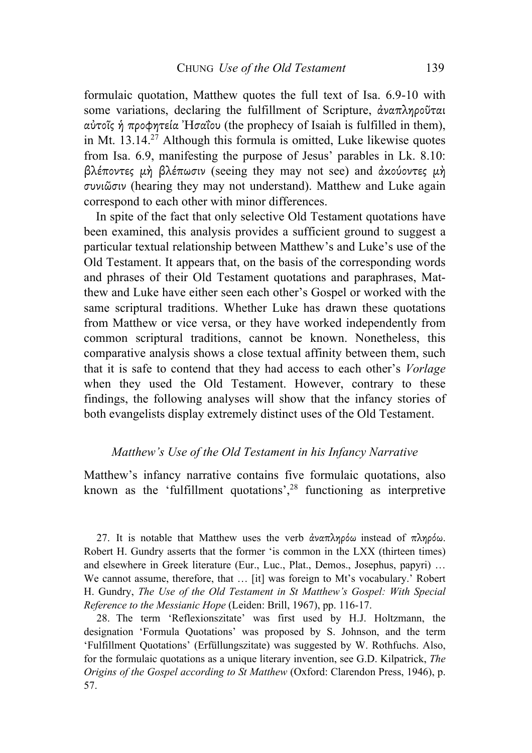formulaic quotation, Matthew quotes the full text of Isa. 6.9-10 with some variations, declaring the fulfillment of Scripture, ἀναπληροῦται αὐτοῖς ἡ προφητεία Ἠσαΐου (the prophecy of Isaiah is fulfilled in them), in Mt. 13.14.[27] Although this formula is omitted, Luke likewise quotes from Isa. 6.9, manifesting the purpose of Jesus' parables in Lk. 8.10: βλέποντες μὴ βλέπωσιν (seeing they may not see) and ἀκούοντες μὴ συνιῶσιν (hearing they may not understand). Matthew and Luke again correspond to each other with minor differences.

In spite of the fact that only selective Old Testament quotations have been examined, this analysis provides a sufficient ground to suggest a particular textual relationship between Matthew's and Luke's use of the Old Testament. It appears that, on the basis of the corresponding words and phrases of their Old Testament quotations and paraphrases, Matthew and Luke have either seen each other's Gospel or worked with the same scriptural traditions. Whether Luke has drawn these quotations from Matthew or vice versa, or they have worked independently from common scriptural traditions, cannot be known. Nonetheless, this comparative analysis shows a close textual affinity between them, such that it is safe to contend that they had access to each other's *Vorlage* when they used the Old Testament. However, contrary to these findings, the following analyses will show that the infancy stories of both evangelists display extremely distinct uses of the Old Testament.

### *Matthew's Use of the Old Testament in his Infancy Narrative*

Matthew's infancy narrative contains five formulaic quotations, also known as the 'fulfillment quotations',[28] functioning as interpretive

27. It is notable that Matthew uses the verb ἀναπληρόω instead of πληρόω. Robert H. Gundry asserts that the former 'is common in the LXX (thirteen times) and elsewhere in Greek literature (Eur., Luc., Plat., Demos., Josephus, papyri) … We cannot assume, therefore, that … [it] was foreign to Mt's vocabulary.' Robert H. Gundry, *The Use of the Old Testament in St Matthew's Gospel: With Special Reference to the Messianic Hope* (Leiden: Brill, 1967), pp. 116-17.

28. The term 'Reflexionszitate' was first used by H.J. Holtzmann, the designation 'Formula Quotations' was proposed by S. Johnson, and the term 'Fulfillment Quotations' (Erfüllungszitate) was suggested by W. Rothfuchs. Also, for the formulaic quotations as a unique literary invention, see G.D. Kilpatrick, *The Origins of the Gospel according to St Matthew* (Oxford: Clarendon Press, 1946), p. 57.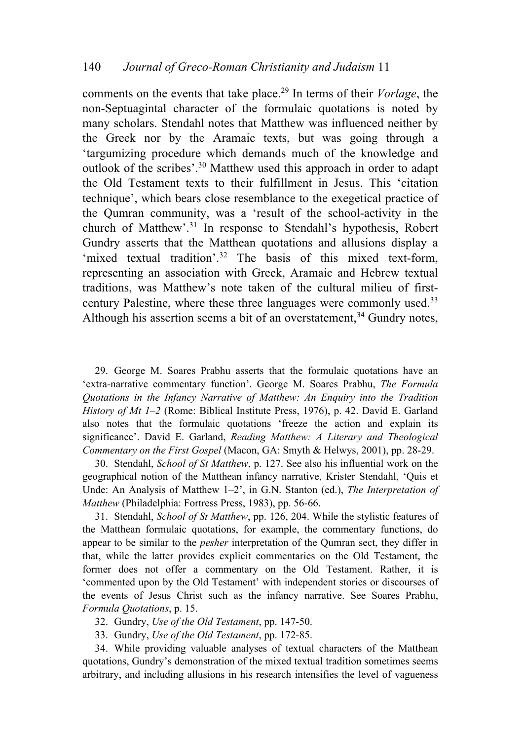comments on the events that take place.[29] In terms of their *Vorlage*, the non-Septuagintal character of the formulaic quotations is noted by many scholars. Stendahl notes that Matthew was influenced neither by the Greek nor by the Aramaic texts, but was going through a 'targumizing procedure which demands much of the knowledge and outlook of the scribes'.[30] Matthew used this approach in order to adapt the Old Testament texts to their fulfillment in Jesus. This 'citation technique', which bears close resemblance to the exegetical practice of the Qumran community, was a 'result of the school-activity in the church of Matthew'.[31] In response to Stendahl's hypothesis, Robert Gundry asserts that the Matthean quotations and allusions display a 'mixed textual tradition'.[32] The basis of this mixed text-form, representing an association with Greek, Aramaic and Hebrew textual traditions, was Matthew's note taken of the cultural milieu of first-century Palestine, where these three languages were commonly used.[33] Although his assertion seems a bit of an overstatement,[34] Gundry notes,

29. George M. Soares Prabhu asserts that the formulaic quotations have an 'extra-narrative commentary function'. George M. Soares Prabhu, *The Formula Quotations in the Infancy Narrative of Matthew: An Enquiry into the Tradition History of Mt 1–2* (Rome: Biblical Institute Press, 1976), p. 42. David E. Garland also notes that the formulaic quotations 'freeze the action and explain its significance'. David E. Garland, *Reading Matthew: A Literary and Theological Commentary on the First Gospel* (Macon, GA: Smyth & Helwys, 2001), pp. 28-29.

30. Stendahl, *School of St Matthew*, p. 127. See also his influential work on the geographical notion of the Matthean infancy narrative, Krister Stendahl, 'Quis et Unde: An Analysis of Matthew 1–2', in G.N. Stanton (ed.), *The Interpretation of Matthew* (Philadelphia: Fortress Press, 1983), pp. 56-66.

31. Stendahl, *School of St Matthew*, pp. 126, 204. While the stylistic features of the Matthean formulaic quotations, for example, the commentary functions, do appear to be similar to the *pesher* interpretation of the Qumran sect, they differ in that, while the latter provides explicit commentaries on the Old Testament, the former does not offer a commentary on the Old Testament. Rather, it is 'commented upon by the Old Testament' with independent stories or discourses of the events of Jesus Christ such as the infancy narrative. See Soares Prabhu, *Formula Quotations*, p. 15.

32. Gundry, *Use of the Old Testament*, pp. 147-50.

33. Gundry, *Use of the Old Testament*, pp. 172-85.

34. While providing valuable analyses of textual characters of the Matthean quotations, Gundry's demonstration of the mixed textual tradition sometimes seems arbitrary, and including allusions in his research intensifies the level of vagueness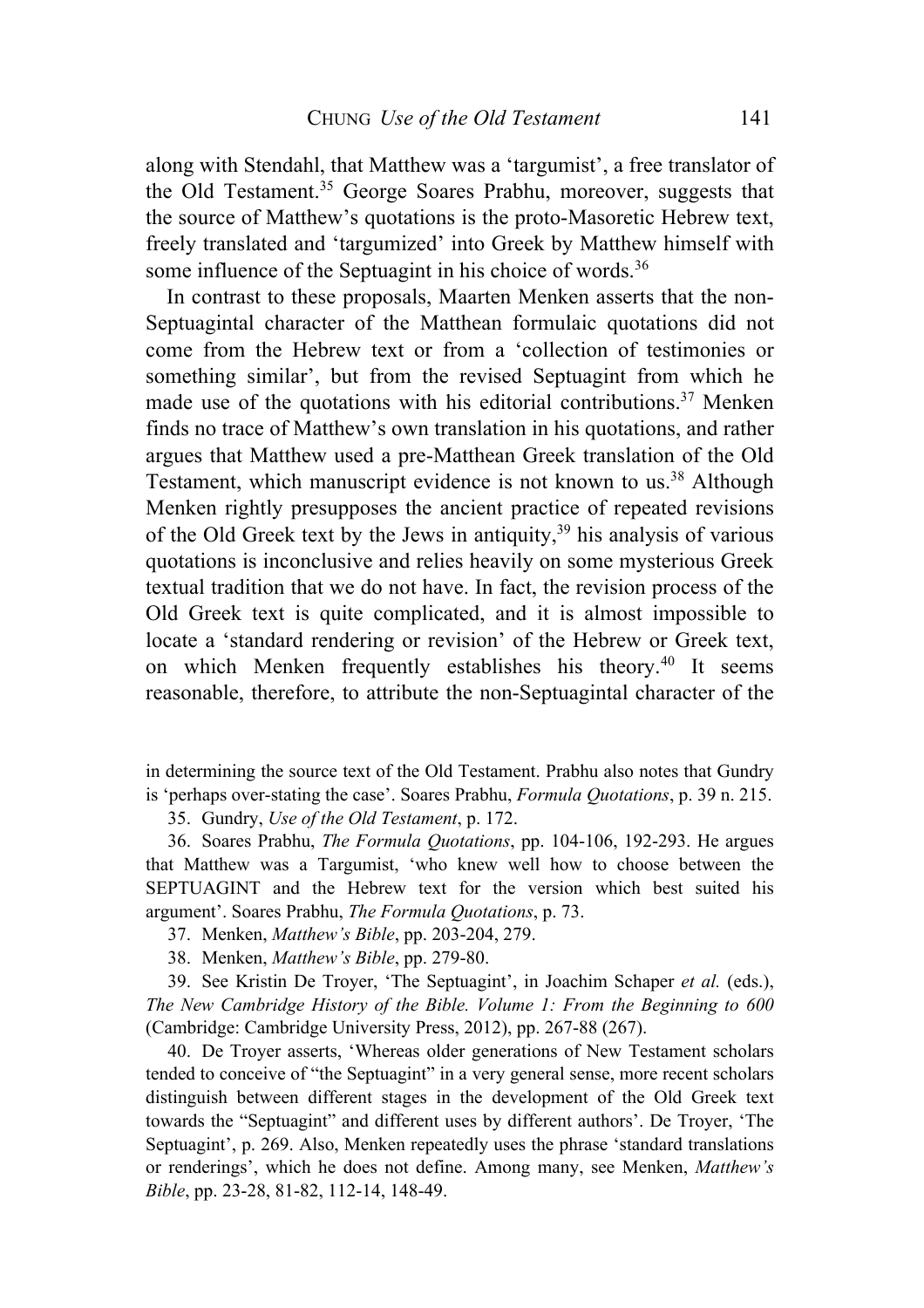along with Stendahl, that Matthew was a 'targumist', a free translator of the Old Testament.[35] George Soares Prabhu, moreover, suggests that the source of Matthew's quotations is the proto-Masoretic Hebrew text, freely translated and 'targumized' into Greek by Matthew himself with some influence of the Septuagint in his choice of words.[36]

In contrast to these proposals, Maarten Menken asserts that the non-Septuagintal character of the Matthean formulaic quotations did not come from the Hebrew text or from a 'collection of testimonies or something similar', but from the revised Septuagint from which he made use of the quotations with his editorial contributions.[37] Menken finds no trace of Matthew's own translation in his quotations, and rather argues that Matthew used a pre-Matthean Greek translation of the Old Testament, which manuscript evidence is not known to us.[38] Although Menken rightly presupposes the ancient practice of repeated revisions of the Old Greek text by the Jews in antiquity,[39] his analysis of various quotations is inconclusive and relies heavily on some mysterious Greek textual tradition that we do not have. In fact, the revision process of the Old Greek text is quite complicated, and it is almost impossible to locate a 'standard rendering or revision' of the Hebrew or Greek text, on which Menken frequently establishes his theory.[40] It seems reasonable, therefore, to attribute the non-Septuagintal character of the

---

in determining the source text of the Old Testament. Prabhu also notes that Gundry is 'perhaps over-stating the case'. Soares Prabhu, *Formula Quotations*, p. 39 n. 215.

35. Gundry, *Use of the Old Testament*, p. 172.

36. Soares Prabhu, *The Formula Quotations*, pp. 104-106, 192-293. He argues that Matthew was a Targumist, 'who knew well how to choose between the SEPTUAGINT and the Hebrew text for the version which best suited his argument'. Soares Prabhu, *The Formula Quotations*, p. 73.

37. Menken, *Matthew's Bible*, pp. 203-204, 279.

38. Menken, *Matthew's Bible*, pp. 279-80.

39. See Kristin De Troyer, 'The Septuagint', in Joachim Schaper *et al.* (eds.), *The New Cambridge History of the Bible. Volume 1: From the Beginning to 600* (Cambridge: Cambridge University Press, 2012), pp. 267-88 (267).

40. De Troyer asserts, 'Whereas older generations of New Testament scholars tended to conceive of "the Septuagint" in a very general sense, more recent scholars distinguish between different stages in the development of the Old Greek text towards the "Septuagint" and different uses by different authors'. De Troyer, 'The Septuagint', p. 269. Also, Menken repeatedly uses the phrase 'standard translations or renderings', which he does not define. Among many, see Menken, *Matthew's Bible*, pp. 23-28, 81-82, 112-14, 148-49.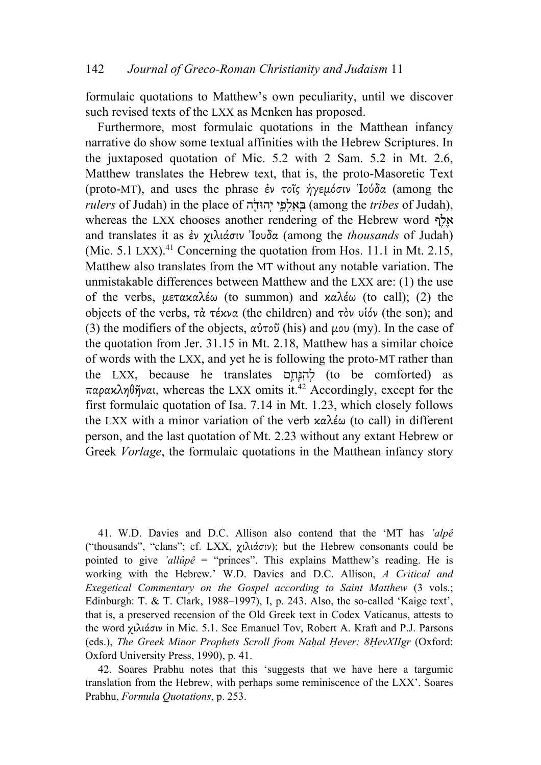formulaic quotations to Matthew's own peculiarity, until we discover such revised texts of the LXX as Menken has proposed.

Furthermore, most formulaic quotations in the Matthean infancy narrative do show some textual affinities with the Hebrew Scriptures. In the juxtaposed quotation of Mic. 5.2 with 2 Sam. 5.2 in Mt. 2.6, Matthew translates the Hebrew text, that is, the proto-Masoretic Text (proto-MT), and uses the phrase *ἐν τοῖς ἡγεμόσιν Ἰούδα* (among the *rulers* of Judah) in the place of בְּאַלְפֵי יְהוּדָה (among the *tribes* of Judah), whereas the LXX chooses another rendering of the Hebrew word אֶלֶף and translates it as *ἐν χιλιάσιν Ἰουδα* (among the *thousands* of Judah) (Mic. 5.1 LXX).[41] Concerning the quotation from Hos. 11.1 in Mt. 2.15, Matthew also translates from the MT without any notable variation. The unmistakable differences between Matthew and the LXX are: (1) the use of the verbs, *μετακαλέω* (to summon) and *καλέω* (to call); (2) the objects of the verbs, *τὰ τέκνα* (the children) and *τὸν υἱόν* (the son); and (3) the modifiers of the objects, *αὐτοῦ* (his) and *μου* (my). In the case of the quotation from Jer. 31.15 in Mt. 2.18, Matthew has a similar choice of words with the LXX, and yet he is following the proto-MT rather than the LXX, because he translates לְהִנָּחֵם (to be comforted) as *παρακληθῆναι*, whereas the LXX omits it.[42] Accordingly, except for the first formulaic quotation of Isa. 7.14 in Mt. 1.23, which closely follows the LXX with a minor variation of the verb *καλέω* (to call) in different person, and the last quotation of Mt. 2.23 without any extant Hebrew or Greek *Vorlage*, the formulaic quotations in the Matthean infancy story

41. W.D. Davies and D.C. Allison also contend that the 'MT has *'alpê* ("thousands", "clans"; cf. LXX, *χιλιάσιν*); but the Hebrew consonants could be pointed to give *'allûpê* = "princes". This explains Matthew's reading. He is working with the Hebrew.' W.D. Davies and D.C. Allison, *A Critical and Exegetical Commentary on the Gospel according to Saint Matthew* (3 vols.; Edinburgh: T. & T. Clark, 1988–1997), I, p. 243. Also, the so-called 'Kaige text', that is, a preserved recension of the Old Greek text in Codex Vaticanus, attests to the word *χιλιάσιν* in Mic. 5.1. See Emanuel Tov, Robert A. Kraft and P.J. Parsons (eds.), *The Greek Minor Prophets Scroll from Naḥal Ḥever: 8ḤevXIIgr* (Oxford: Oxford University Press, 1990), p. 41.

42. Soares Prabhu notes that this 'suggests that we have here a targumic translation from the Hebrew, with perhaps some reminiscence of the LXX'. Soares Prabhu, *Formula Quotations*, p. 253.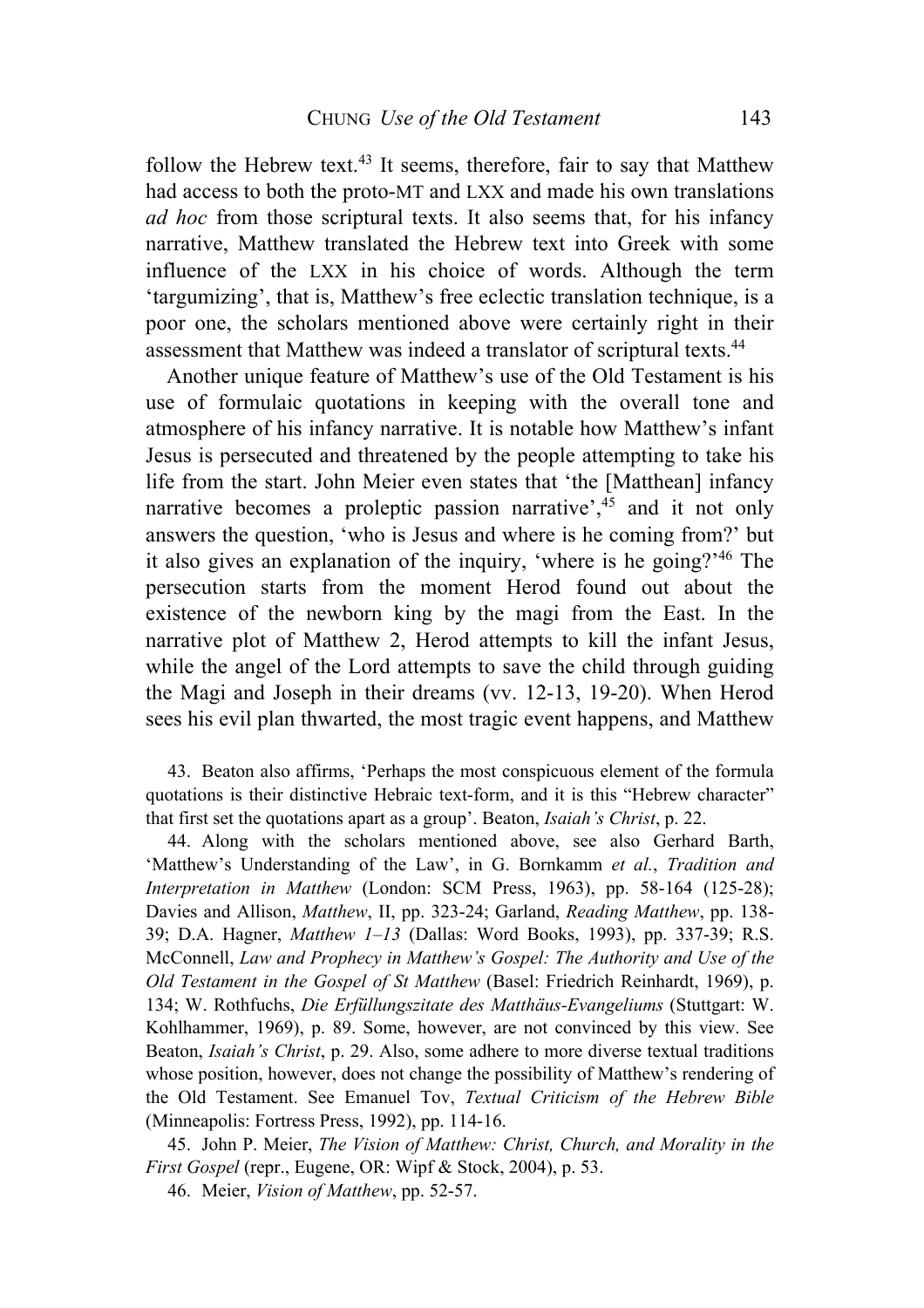follow the Hebrew text.[43] It seems, therefore, fair to say that Matthew had access to both the proto-MT and LXX and made his own translations *ad hoc* from those scriptural texts. It also seems that, for his infancy narrative, Matthew translated the Hebrew text into Greek with some influence of the LXX in his choice of words. Although the term 'targumizing', that is, Matthew's free eclectic translation technique, is a poor one, the scholars mentioned above were certainly right in their assessment that Matthew was indeed a translator of scriptural texts.[44]

Another unique feature of Matthew's use of the Old Testament is his use of formulaic quotations in keeping with the overall tone and atmosphere of his infancy narrative. It is notable how Matthew's infant Jesus is persecuted and threatened by the people attempting to take his life from the start. John Meier even states that 'the [Matthean] infancy narrative becomes a proleptic passion narrative',[45] and it not only answers the question, 'who is Jesus and where is he coming from?' but it also gives an explanation of the inquiry, 'where is he going?'[46] The persecution starts from the moment Herod found out about the existence of the newborn king by the magi from the East. In the narrative plot of Matthew 2, Herod attempts to kill the infant Jesus, while the angel of the Lord attempts to save the child through guiding the Magi and Joseph in their dreams (vv. 12-13, 19-20). When Herod sees his evil plan thwarted, the most tragic event happens, and Matthew

43. Beaton also affirms, 'Perhaps the most conspicuous element of the formula quotations is their distinctive Hebraic text-form, and it is this "Hebrew character" that first set the quotations apart as a group'. Beaton, *Isaiah's Christ*, p. 22.

44. Along with the scholars mentioned above, see also Gerhard Barth, 'Matthew's Understanding of the Law', in G. Bornkamm *et al.*, *Tradition and Interpretation in Matthew* (London: SCM Press, 1963), pp. 58-164 (125-28); Davies and Allison, *Matthew*, II, pp. 323-24; Garland, *Reading Matthew*, pp. 138-39; D.A. Hagner, *Matthew 1–13* (Dallas: Word Books, 1993), pp. 337-39; R.S. McConnell, *Law and Prophecy in Matthew's Gospel: The Authority and Use of the Old Testament in the Gospel of St Matthew* (Basel: Friedrich Reinhardt, 1969), p. 134; W. Rothfuchs, *Die Erfüllungszitate des Matthäus-Evangeliums* (Stuttgart: W. Kohlhammer, 1969), p. 89. Some, however, are not convinced by this view. See Beaton, *Isaiah's Christ*, p. 29. Also, some adhere to more diverse textual traditions whose position, however, does not change the possibility of Matthew's rendering of the Old Testament. See Emanuel Tov, *Textual Criticism of the Hebrew Bible* (Minneapolis: Fortress Press, 1992), pp. 114-16.

45. John P. Meier, *The Vision of Matthew: Christ, Church, and Morality in the First Gospel* (repr., Eugene, OR: Wipf & Stock, 2004), p. 53.

46. Meier, *Vision of Matthew*, pp. 52-57.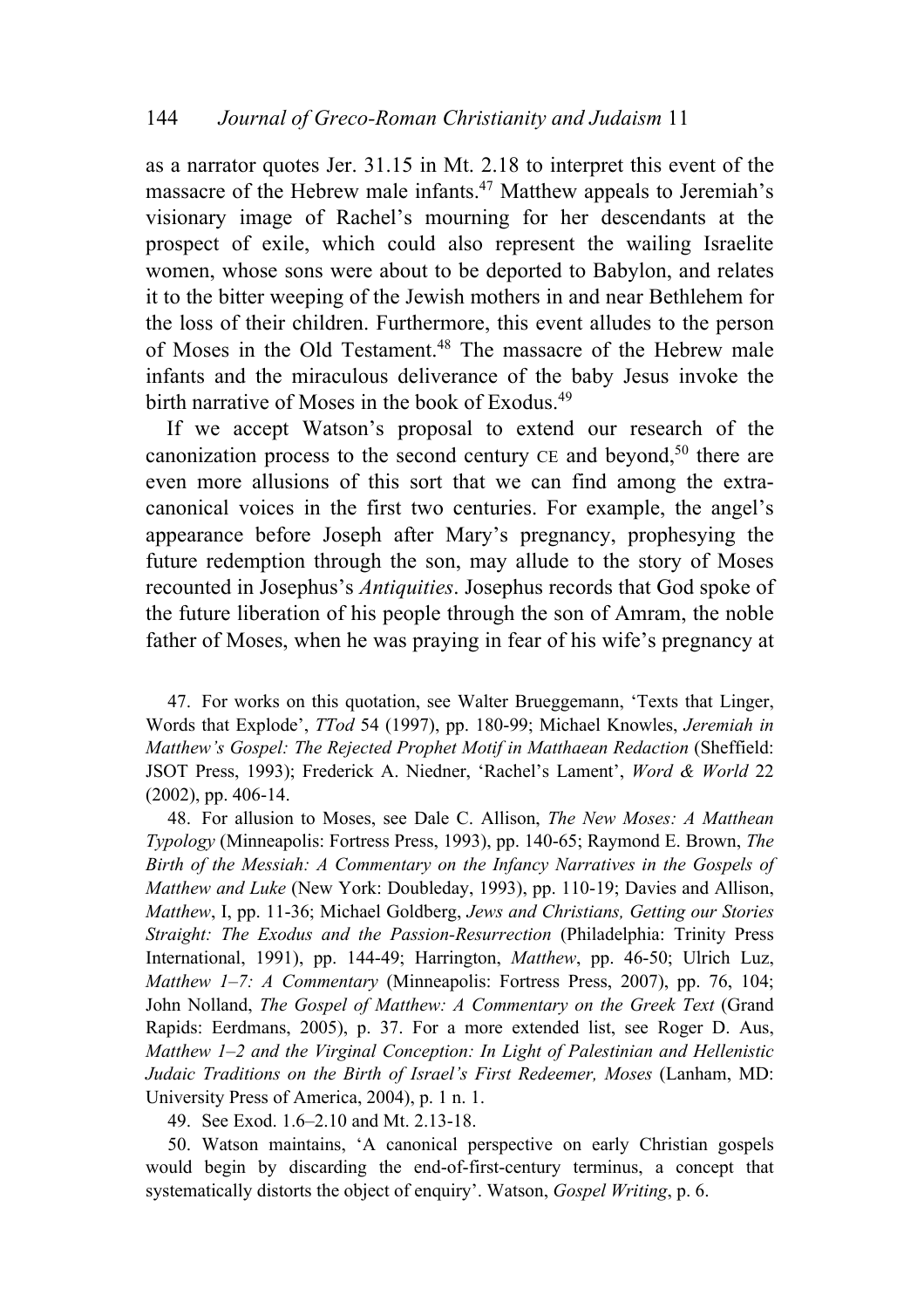as a narrator quotes Jer. 31.15 in Mt. 2.18 to interpret this event of the massacre of the Hebrew male infants.[47] Matthew appeals to Jeremiah's visionary image of Rachel's mourning for her descendants at the prospect of exile, which could also represent the wailing Israelite women, whose sons were about to be deported to Babylon, and relates it to the bitter weeping of the Jewish mothers in and near Bethlehem for the loss of their children. Furthermore, this event alludes to the person of Moses in the Old Testament.[48] The massacre of the Hebrew male infants and the miraculous deliverance of the baby Jesus invoke the birth narrative of Moses in the book of Exodus.[49]

If we accept Watson's proposal to extend our research of the canonization process to the second century CE and beyond,[50] there are even more allusions of this sort that we can find among the extra-canonical voices in the first two centuries. For example, the angel's appearance before Joseph after Mary's pregnancy, prophesying the future redemption through the son, may allude to the story of Moses recounted in Josephus's *Antiquities*. Josephus records that God spoke of the future liberation of his people through the son of Amram, the noble father of Moses, when he was praying in fear of his wife's pregnancy at

47. For works on this quotation, see Walter Brueggemann, 'Texts that Linger, Words that Explode', *TTod* 54 (1997), pp. 180-99; Michael Knowles, *Jeremiah in Matthew's Gospel: The Rejected Prophet Motif in Matthaean Redaction* (Sheffield: JSOT Press, 1993); Frederick A. Niedner, 'Rachel's Lament', *Word & World* 22 (2002), pp. 406-14.

48. For allusion to Moses, see Dale C. Allison, *The New Moses: A Matthean Typology* (Minneapolis: Fortress Press, 1993), pp. 140-65; Raymond E. Brown, *The Birth of the Messiah: A Commentary on the Infancy Narratives in the Gospels of Matthew and Luke* (New York: Doubleday, 1993), pp. 110-19; Davies and Allison, *Matthew*, I, pp. 11-36; Michael Goldberg, *Jews and Christians, Getting our Stories Straight: The Exodus and the Passion-Resurrection* (Philadelphia: Trinity Press International, 1991), pp. 144-49; Harrington, *Matthew*, pp. 46-50; Ulrich Luz, *Matthew 1–7: A Commentary* (Minneapolis: Fortress Press, 2007), pp. 76, 104; John Nolland, *The Gospel of Matthew: A Commentary on the Greek Text* (Grand Rapids: Eerdmans, 2005), p. 37. For a more extended list, see Roger D. Aus, *Matthew 1–2 and the Virginal Conception: In Light of Palestinian and Hellenistic Judaic Traditions on the Birth of Israel's First Redeemer, Moses* (Lanham, MD: University Press of America, 2004), p. 1 n. 1.

49. See Exod. 1.6–2.10 and Mt. 2.13-18.

50. Watson maintains, 'A canonical perspective on early Christian gospels would begin by discarding the end-of-first-century terminus, a concept that systematically distorts the object of enquiry'. Watson, *Gospel Writing*, p. 6.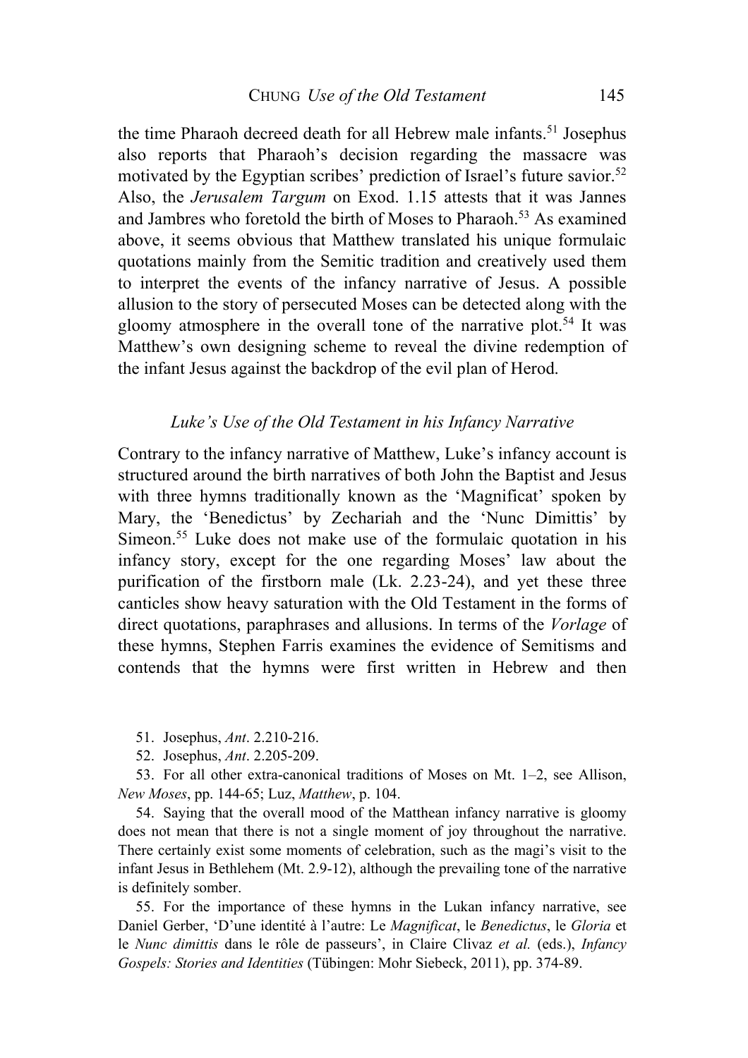the time Pharaoh decreed death for all Hebrew male infants.[51] Josephus also reports that Pharaoh's decision regarding the massacre was motivated by the Egyptian scribes' prediction of Israel's future savior.[52] Also, the *Jerusalem Targum* on Exod. 1.15 attests that it was Jannes and Jambres who foretold the birth of Moses to Pharaoh.[53] As examined above, it seems obvious that Matthew translated his unique formulaic quotations mainly from the Semitic tradition and creatively used them to interpret the events of the infancy narrative of Jesus. A possible allusion to the story of persecuted Moses can be detected along with the gloomy atmosphere in the overall tone of the narrative plot.[54] It was Matthew's own designing scheme to reveal the divine redemption of the infant Jesus against the backdrop of the evil plan of Herod.

### *Luke's Use of the Old Testament in his Infancy Narrative*

Contrary to the infancy narrative of Matthew, Luke's infancy account is structured around the birth narratives of both John the Baptist and Jesus with three hymns traditionally known as the 'Magnificat' spoken by Mary, the 'Benedictus' by Zechariah and the 'Nunc Dimittis' by Simeon.[55] Luke does not make use of the formulaic quotation in his infancy story, except for the one regarding Moses' law about the purification of the firstborn male (Lk. 2.23-24), and yet these three canticles show heavy saturation with the Old Testament in the forms of direct quotations, paraphrases and allusions. In terms of the *Vorlage* of these hymns, Stephen Farris examines the evidence of Semitisms and contends that the hymns were first written in Hebrew and then

51. Josephus, *Ant*. 2.210-216.

52. Josephus, *Ant*. 2.205-209.

53. For all other extra-canonical traditions of Moses on Mt. 1–2, see Allison, *New Moses*, pp. 144-65; Luz, *Matthew*, p. 104.

54. Saying that the overall mood of the Matthean infancy narrative is gloomy does not mean that there is not a single moment of joy throughout the narrative. There certainly exist some moments of celebration, such as the magi's visit to the infant Jesus in Bethlehem (Mt. 2.9-12), although the prevailing tone of the narrative is definitely somber.

55. For the importance of these hymns in the Lukan infancy narrative, see Daniel Gerber, 'D'une identité à l'autre: Le *Magnificat*, le *Benedictus*, le *Gloria* et le *Nunc dimittis* dans le rôle de passeurs', in Claire Clivaz *et al.* (eds.), *Infancy Gospels: Stories and Identities* (Tübingen: Mohr Siebeck, 2011), pp. 374-89.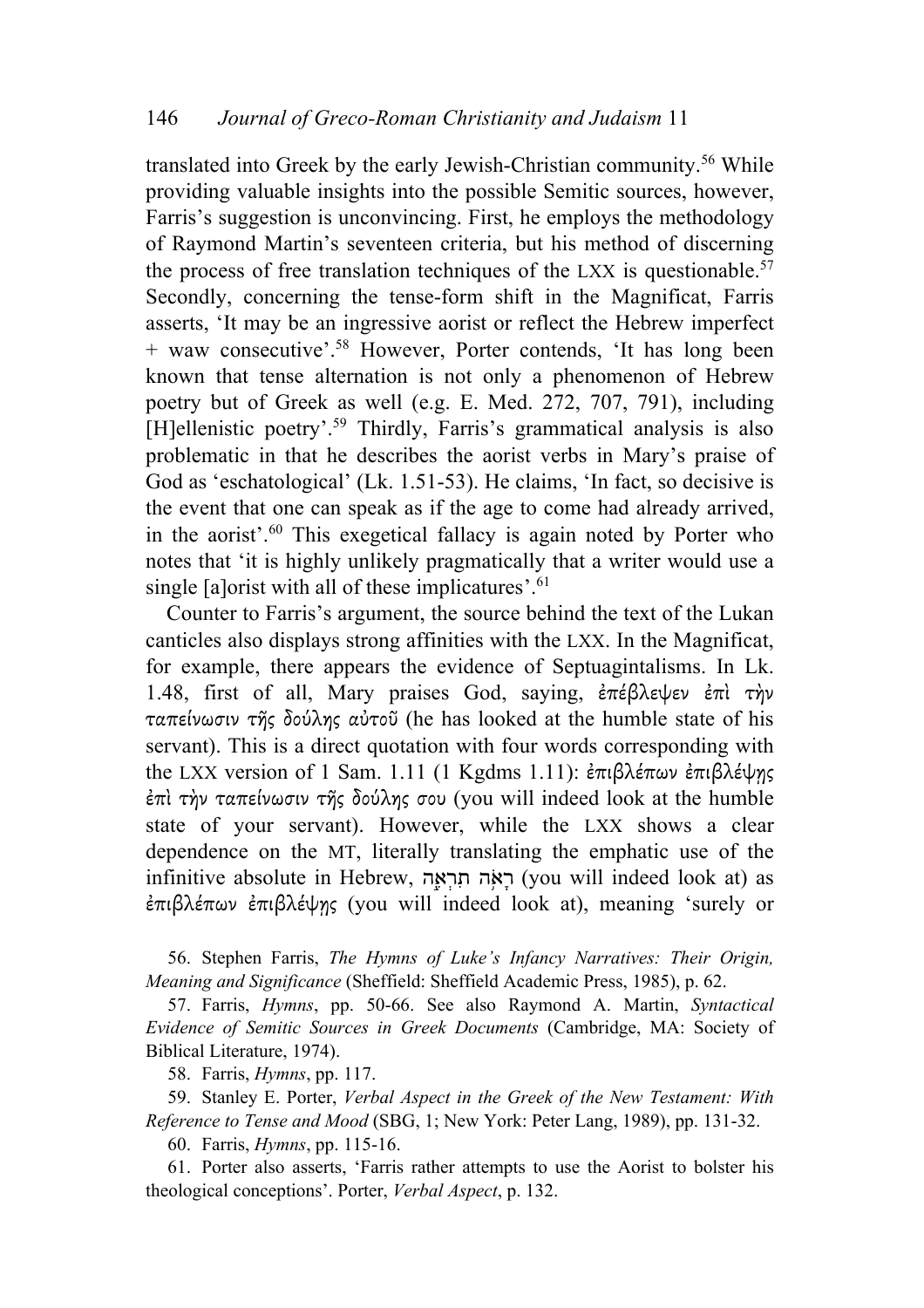translated into Greek by the early Jewish-Christian community.[56] While providing valuable insights into the possible Semitic sources, however, Farris's suggestion is unconvincing. First, he employs the methodology of Raymond Martin's seventeen criteria, but his method of discerning the process of free translation techniques of the LXX is questionable.[57] Secondly, concerning the tense-form shift in the Magnificat, Farris asserts, 'It may be an ingressive aorist or reflect the Hebrew imperfect + waw consecutive'.[58] However, Porter contends, 'It has long been known that tense alternation is not only a phenomenon of Hebrew poetry but of Greek as well (e.g. E. Med. 272, 707, 791), including [H]ellenistic poetry'.[59] Thirdly, Farris's grammatical analysis is also problematic in that he describes the aorist verbs in Mary's praise of God as 'eschatological' (Lk. 1.51-53). He claims, 'In fact, so decisive is the event that one can speak as if the age to come had already arrived, in the aorist'.[60] This exegetical fallacy is again noted by Porter who notes that 'it is highly unlikely pragmatically that a writer would use a single [a]orist with all of these implicatures'.[61]

Counter to Farris's argument, the source behind the text of the Lukan canticles also displays strong affinities with the LXX. In the Magnificat, for example, there appears the evidence of Septuagintalisms. In Lk. 1.48, first of all, Mary praises God, saying, *ἐπέβλεψεν ἐπὶ τὴν ταπείνωσιν τῆς δούλης αὐτοῦ* (he has looked at the humble state of his servant). This is a direct quotation with four words corresponding with the LXX version of 1 Sam. 1.11 (1 Kgdms 1.11): *ἐπιβλέπων ἐπιβλέψῃς ἐπὶ τὴν ταπείνωσιν τῆς δούλης σου* (you will indeed look at the humble state of your servant). However, while the LXX shows a clear dependence on the MT, literally translating the emphatic use of the infinitive absolute in Hebrew, רָאֹה תִרְאֶה (you will indeed look at) as *ἐπιβλέπων ἐπιβλέψῃς* (you will indeed look at), meaning 'surely or

56. Stephen Farris, *The Hymns of Luke's Infancy Narratives: Their Origin, Meaning and Significance* (Sheffield: Sheffield Academic Press, 1985), p. 62.

57. Farris, *Hymns*, pp. 50-66. See also Raymond A. Martin, *Syntactical Evidence of Semitic Sources in Greek Documents* (Cambridge, MA: Society of Biblical Literature, 1974).

58. Farris, *Hymns*, pp. 117.

59. Stanley E. Porter, *Verbal Aspect in the Greek of the New Testament: With Reference to Tense and Mood* (SBG, 1; New York: Peter Lang, 1989), pp. 131-32.

60. Farris, *Hymns*, pp. 115-16.

61. Porter also asserts, 'Farris rather attempts to use the Aorist to bolster his theological conceptions'. Porter, *Verbal Aspect*, p. 132.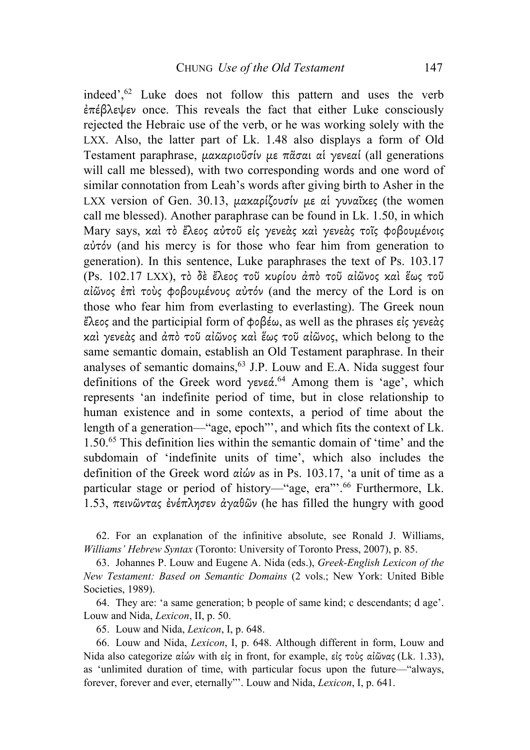indeed',[62] Luke does not follow this pattern and uses the verb ἐπέβλεψεν once. This reveals the fact that either Luke consciously rejected the Hebraic use of the verb, or he was working solely with the LXX. Also, the latter part of Lk. 1.48 also displays a form of Old Testament paraphrase, μακαριοῦσίν με πᾶσαι αἱ γενεαί (all generations will call me blessed), with two corresponding words and one word of similar connotation from Leah's words after giving birth to Asher in the LXX version of Gen. 30.13, μακαρίζουσίν με αἱ γυναῖκες (the women call me blessed). Another paraphrase can be found in Lk. 1.50, in which Mary says, καὶ τὸ ἔλεος αὐτοῦ εἰς γενεὰς καὶ γενεὰς τοῖς φοβουμένοις αὐτόν (and his mercy is for those who fear him from generation to generation). In this sentence, Luke paraphrases the text of Ps. 103.17 (Ps. 102.17 LXX), τὸ δὲ ἔλεος τοῦ κυρίου ἀπὸ τοῦ αἰῶνος καὶ ἕως τοῦ αἰῶνος ἐπὶ τοὺς φοβουμένους αὐτόν (and the mercy of the Lord is on those who fear him from everlasting to everlasting). The Greek noun ἔλεος and the participial form of φοβέω, as well as the phrases εἰς γενεὰς καὶ γενεὰς and ἀπὸ τοῦ αἰῶνος καὶ ἕως τοῦ αἰῶνος, which belong to the same semantic domain, establish an Old Testament paraphrase. In their analyses of semantic domains,[63] J.P. Louw and E.A. Nida suggest four definitions of the Greek word γενεά.[64] Among them is 'age', which represents 'an indefinite period of time, but in close relationship to human existence and in some contexts, a period of time about the length of a generation—"age, epoch"', and which fits the context of Lk. 1.50.[65] This definition lies within the semantic domain of 'time' and the subdomain of 'indefinite units of time', which also includes the definition of the Greek word αἰών as in Ps. 103.17, 'a unit of time as a particular stage or period of history—"age, era"'.[66] Furthermore, Lk. 1.53, πεινῶντας ἐνέπλησεν ἀγαθῶν (he has filled the hungry with good

62. For an explanation of the infinitive absolute, see Ronald J. Williams, *Williams' Hebrew Syntax* (Toronto: University of Toronto Press, 2007), p. 85.

63. Johannes P. Louw and Eugene A. Nida (eds.), *Greek-English Lexicon of the New Testament: Based on Semantic Domains* (2 vols.; New York: United Bible Societies, 1989).

64. They are: 'a same generation; b people of same kind; c descendants; d age'. Louw and Nida, *Lexicon*, II, p. 50.

65. Louw and Nida, *Lexicon*, I, p. 648.

66. Louw and Nida, *Lexicon*, I, p. 648. Although different in form, Louw and Nida also categorize αἰών with εἰς in front, for example, εἰς τοὺς αἰῶνας (Lk. 1.33), as 'unlimited duration of time, with particular focus upon the future—"always, forever, forever and ever, eternally"'. Louw and Nida, *Lexicon*, I, p. 641.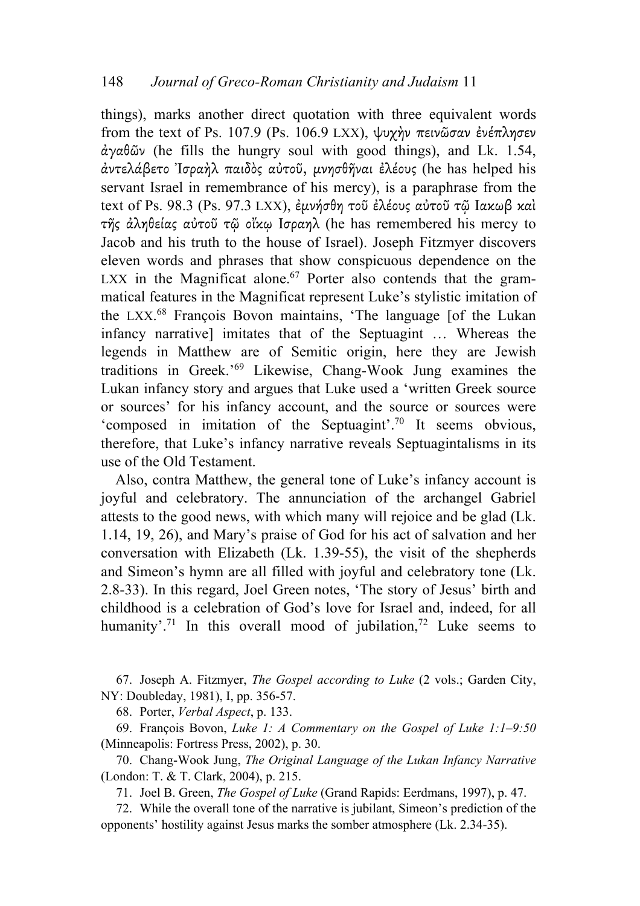things), marks another direct quotation with three equivalent words from the text of Ps. 107.9 (Ps. 106.9 LXX), ψυχὴν πεινῶσαν ἐνέπλησεν ἀγαθῶν (he fills the hungry soul with good things), and Lk. 1.54, ἀντελάβετο Ἰσραὴλ παιδὸς αὐτοῦ, μνησθῆναι ἐλέους (he has helped his servant Israel in remembrance of his mercy), is a paraphrase from the text of Ps. 98.3 (Ps. 97.3 LXX), ἐμνήσθη τοῦ ἐλέους αὐτοῦ τῷ Ιακωβ καὶ τῆς ἀληθείας αὐτοῦ τῷ οἴκῳ Ισραηλ (he has remembered his mercy to Jacob and his truth to the house of Israel). Joseph Fitzmyer discovers eleven words and phrases that show conspicuous dependence on the LXX in the Magnificat alone.[67] Porter also contends that the grammatical features in the Magnificat represent Luke's stylistic imitation of the LXX.[68] François Bovon maintains, 'The language [of the Lukan infancy narrative] imitates that of the Septuagint … Whereas the legends in Matthew are of Semitic origin, here they are Jewish traditions in Greek.'[69] Likewise, Chang-Wook Jung examines the Lukan infancy story and argues that Luke used a 'written Greek source or sources' for his infancy account, and the source or sources were 'composed in imitation of the Septuagint'.[70] It seems obvious, therefore, that Luke's infancy narrative reveals Septuagintalisms in its use of the Old Testament.

Also, contra Matthew, the general tone of Luke's infancy account is joyful and celebratory. The annunciation of the archangel Gabriel attests to the good news, with which many will rejoice and be glad (Lk. 1.14, 19, 26), and Mary's praise of God for his act of salvation and her conversation with Elizabeth (Lk. 1.39-55), the visit of the shepherds and Simeon's hymn are all filled with joyful and celebratory tone (Lk. 2.8-33). In this regard, Joel Green notes, 'The story of Jesus' birth and childhood is a celebration of God's love for Israel and, indeed, for all humanity'.[71] In this overall mood of jubilation,[72] Luke seems to

67. Joseph A. Fitzmyer, *The Gospel according to Luke* (2 vols.; Garden City, NY: Doubleday, 1981), I, pp. 356-57.

68. Porter, *Verbal Aspect*, p. 133.

69. François Bovon, *Luke 1: A Commentary on the Gospel of Luke 1:1–9:50* (Minneapolis: Fortress Press, 2002), p. 30.

70. Chang-Wook Jung, *The Original Language of the Lukan Infancy Narrative* (London: T. & T. Clark, 2004), p. 215.

71. Joel B. Green, *The Gospel of Luke* (Grand Rapids: Eerdmans, 1997), p. 47.

72. While the overall tone of the narrative is jubilant, Simeon's prediction of the opponents' hostility against Jesus marks the somber atmosphere (Lk. 2.34-35).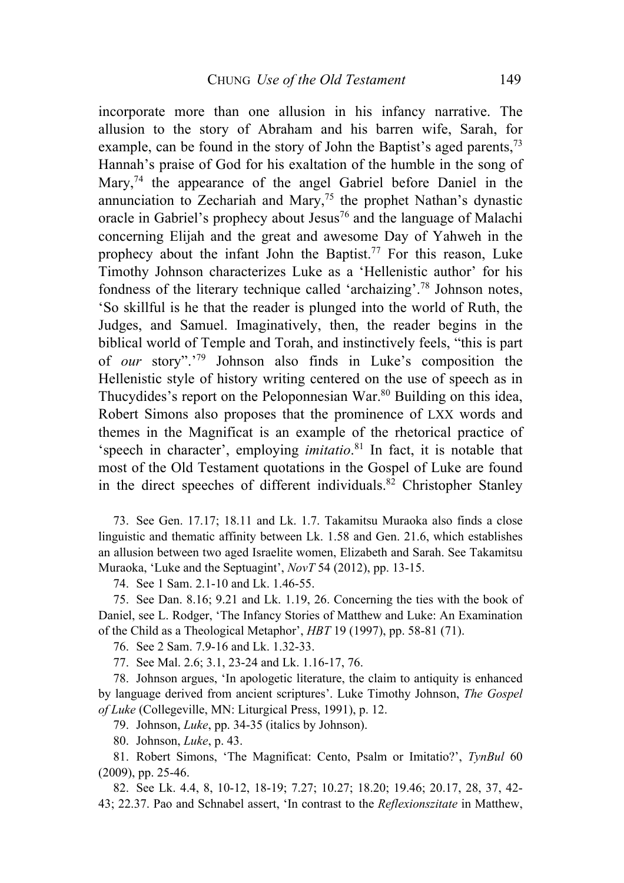incorporate more than one allusion in his infancy narrative. The allusion to the story of Abraham and his barren wife, Sarah, for example, can be found in the story of John the Baptist's aged parents,[73] Hannah's praise of God for his exaltation of the humble in the song of Mary,[74] the appearance of the angel Gabriel before Daniel in the annunciation to Zechariah and Mary,[75] the prophet Nathan's dynastic oracle in Gabriel's prophecy about Jesus[76] and the language of Malachi concerning Elijah and the great and awesome Day of Yahweh in the prophecy about the infant John the Baptist.[77] For this reason, Luke Timothy Johnson characterizes Luke as a 'Hellenistic author' for his fondness of the literary technique called 'archaizing'.[78] Johnson notes, 'So skillful is he that the reader is plunged into the world of Ruth, the Judges, and Samuel. Imaginatively, then, the reader begins in the biblical world of Temple and Torah, and instinctively feels, "this is part of *our* story".'[79] Johnson also finds in Luke's composition the Hellenistic style of history writing centered on the use of speech as in Thucydides's report on the Peloponnesian War.[80] Building on this idea, Robert Simons also proposes that the prominence of LXX words and themes in the Magnificat is an example of the rhetorical practice of 'speech in character', employing *imitatio*.[81] In fact, it is notable that most of the Old Testament quotations in the Gospel of Luke are found in the direct speeches of different individuals.[82] Christopher Stanley

73. See Gen. 17.17; 18.11 and Lk. 1.7. Takamitsu Muraoka also finds a close linguistic and thematic affinity between Lk. 1.58 and Gen. 21.6, which establishes an allusion between two aged Israelite women, Elizabeth and Sarah. See Takamitsu Muraoka, 'Luke and the Septuagint', *NovT* 54 (2012), pp. 13-15.

74. See 1 Sam. 2.1-10 and Lk. 1.46-55.

75. See Dan. 8.16; 9.21 and Lk. 1.19, 26. Concerning the ties with the book of Daniel, see L. Rodger, 'The Infancy Stories of Matthew and Luke: An Examination of the Child as a Theological Metaphor', *HBT* 19 (1997), pp. 58-81 (71).

76. See 2 Sam. 7.9-16 and Lk. 1.32-33.

77. See Mal. 2.6; 3.1, 23-24 and Lk. 1.16-17, 76.

78. Johnson argues, 'In apologetic literature, the claim to antiquity is enhanced by language derived from ancient scriptures'. Luke Timothy Johnson, *The Gospel of Luke* (Collegeville, MN: Liturgical Press, 1991), p. 12.

79. Johnson, *Luke*, pp. 34-35 (italics by Johnson).

80. Johnson, *Luke*, p. 43.

81. Robert Simons, 'The Magnificat: Cento, Psalm or Imitatio?', *TynBul* 60 (2009), pp. 25-46.

82. See Lk. 4.4, 8, 10-12, 18-19; 7.27; 10.27; 18.20; 19.46; 20.17, 28, 37, 42-43; 22.37. Pao and Schnabel assert, 'In contrast to the *Reflexionszitate* in Matthew,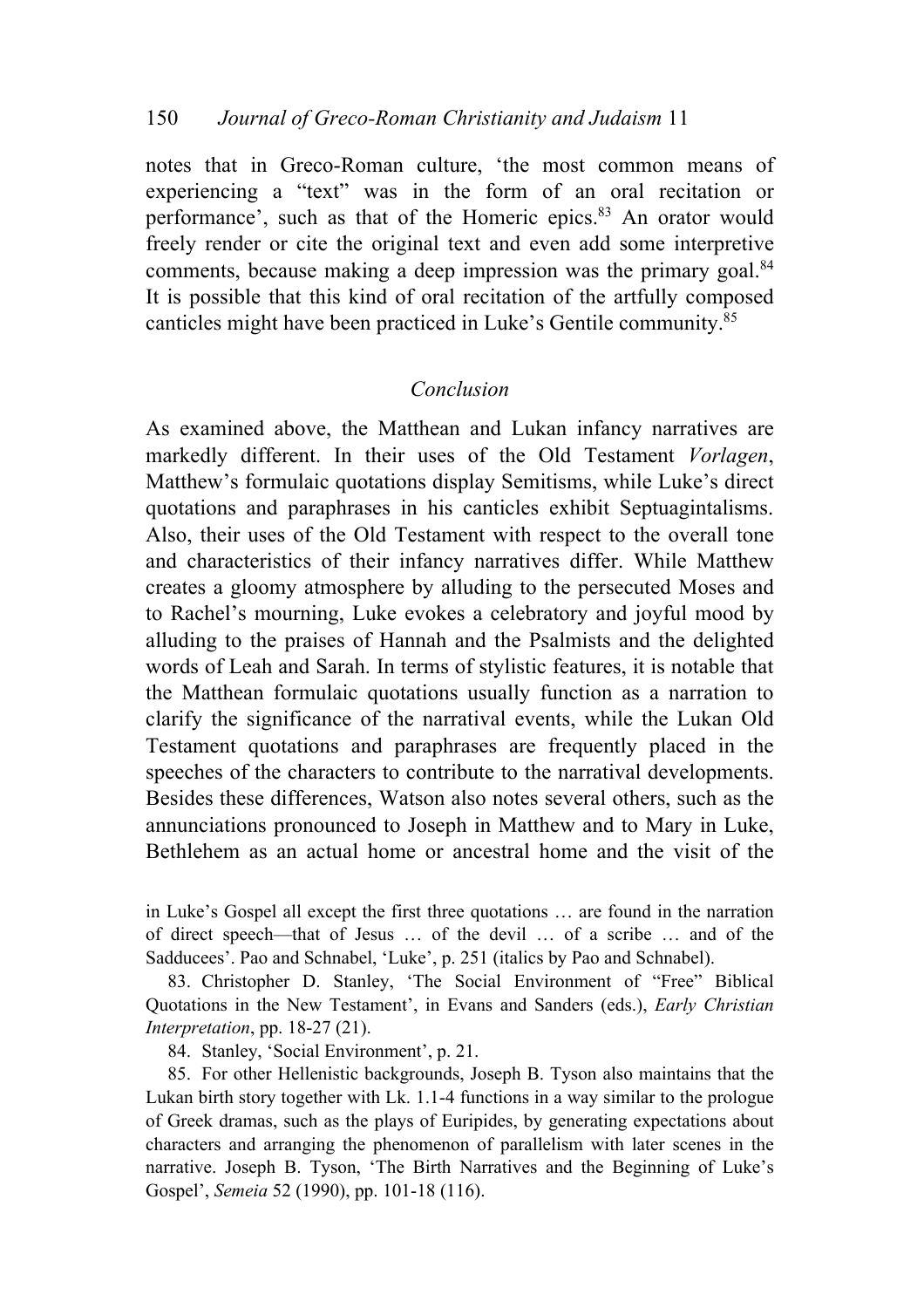notes that in Greco-Roman culture, 'the most common means of experiencing a "text" was in the form of an oral recitation or performance', such as that of the Homeric epics.[83] An orator would freely render or cite the original text and even add some interpretive comments, because making a deep impression was the primary goal.[84] It is possible that this kind of oral recitation of the artfully composed canticles might have been practiced in Luke's Gentile community.[85]

## *Conclusion*

As examined above, the Matthean and Lukan infancy narratives are markedly different. In their uses of the Old Testament *Vorlagen*, Matthew's formulaic quotations display Semitisms, while Luke's direct quotations and paraphrases in his canticles exhibit Septuagintalisms. Also, their uses of the Old Testament with respect to the overall tone and characteristics of their infancy narratives differ. While Matthew creates a gloomy atmosphere by alluding to the persecuted Moses and to Rachel's mourning, Luke evokes a celebratory and joyful mood by alluding to the praises of Hannah and the Psalmists and the delighted words of Leah and Sarah. In terms of stylistic features, it is notable that the Matthean formulaic quotations usually function as a narration to clarify the significance of the narratival events, while the Lukan Old Testament quotations and paraphrases are frequently placed in the speeches of the characters to contribute to the narratival developments. Besides these differences, Watson also notes several others, such as the annunciations pronounced to Joseph in Matthew and to Mary in Luke, Bethlehem as an actual home or ancestral home and the visit of the

in Luke's Gospel all except the first three quotations … are found in the narration of direct speech—that of Jesus … of the devil … of a scribe … and of the Sadducees'. Pao and Schnabel, 'Luke', p. 251 (italics by Pao and Schnabel).

83. Christopher D. Stanley, 'The Social Environment of "Free" Biblical Quotations in the New Testament', in Evans and Sanders (eds.), *Early Christian Interpretation*, pp. 18-27 (21).

84. Stanley, 'Social Environment', p. 21.

85. For other Hellenistic backgrounds, Joseph B. Tyson also maintains that the Lukan birth story together with Lk. 1.1-4 functions in a way similar to the prologue of Greek dramas, such as the plays of Euripides, by generating expectations about characters and arranging the phenomenon of parallelism with later scenes in the narrative. Joseph B. Tyson, 'The Birth Narratives and the Beginning of Luke's Gospel', *Semeia* 52 (1990), pp. 101-18 (116).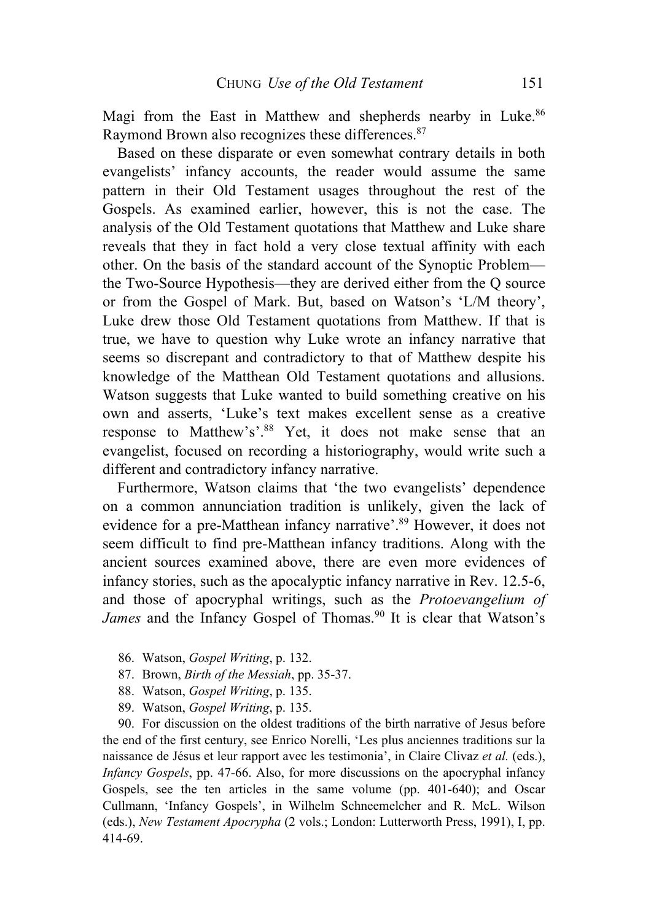Magi from the East in Matthew and shepherds nearby in Luke.[86] Raymond Brown also recognizes these differences.[87]

Based on these disparate or even somewhat contrary details in both evangelists' infancy accounts, the reader would assume the same pattern in their Old Testament usages throughout the rest of the Gospels. As examined earlier, however, this is not the case. The analysis of the Old Testament quotations that Matthew and Luke share reveals that they in fact hold a very close textual affinity with each other. On the basis of the standard account of the Synoptic Problem—the Two-Source Hypothesis—they are derived either from the Q source or from the Gospel of Mark. But, based on Watson's 'L/M theory', Luke drew those Old Testament quotations from Matthew. If that is true, we have to question why Luke wrote an infancy narrative that seems so discrepant and contradictory to that of Matthew despite his knowledge of the Matthean Old Testament quotations and allusions. Watson suggests that Luke wanted to build something creative on his own and asserts, 'Luke's text makes excellent sense as a creative response to Matthew's'.[88] Yet, it does not make sense that an evangelist, focused on recording a historiography, would write such a different and contradictory infancy narrative.

Furthermore, Watson claims that 'the two evangelists' dependence on a common annunciation tradition is unlikely, given the lack of evidence for a pre-Matthean infancy narrative'.[89] However, it does not seem difficult to find pre-Matthean infancy traditions. Along with the ancient sources examined above, there are even more evidences of infancy stories, such as the apocalyptic infancy narrative in Rev. 12.5-6, and those of apocryphal writings, such as the *Protoevangelium of James* and the Infancy Gospel of Thomas.[90] It is clear that Watson's

86. Watson, *Gospel Writing*, p. 132.

87. Brown, *Birth of the Messiah*, pp. 35-37.

88. Watson, *Gospel Writing*, p. 135.

89. Watson, *Gospel Writing*, p. 135.

90. For discussion on the oldest traditions of the birth narrative of Jesus before the end of the first century, see Enrico Norelli, 'Les plus anciennes traditions sur la naissance de Jésus et leur rapport avec les testimonia', in Claire Clivaz *et al.* (eds.), *Infancy Gospels*, pp. 47-66. Also, for more discussions on the apocryphal infancy Gospels, see the ten articles in the same volume (pp. 401-640); and Oscar Cullmann, 'Infancy Gospels', in Wilhelm Schneemelcher and R. McL. Wilson (eds.), *New Testament Apocrypha* (2 vols.; London: Lutterworth Press, 1991), I, pp. 414-69.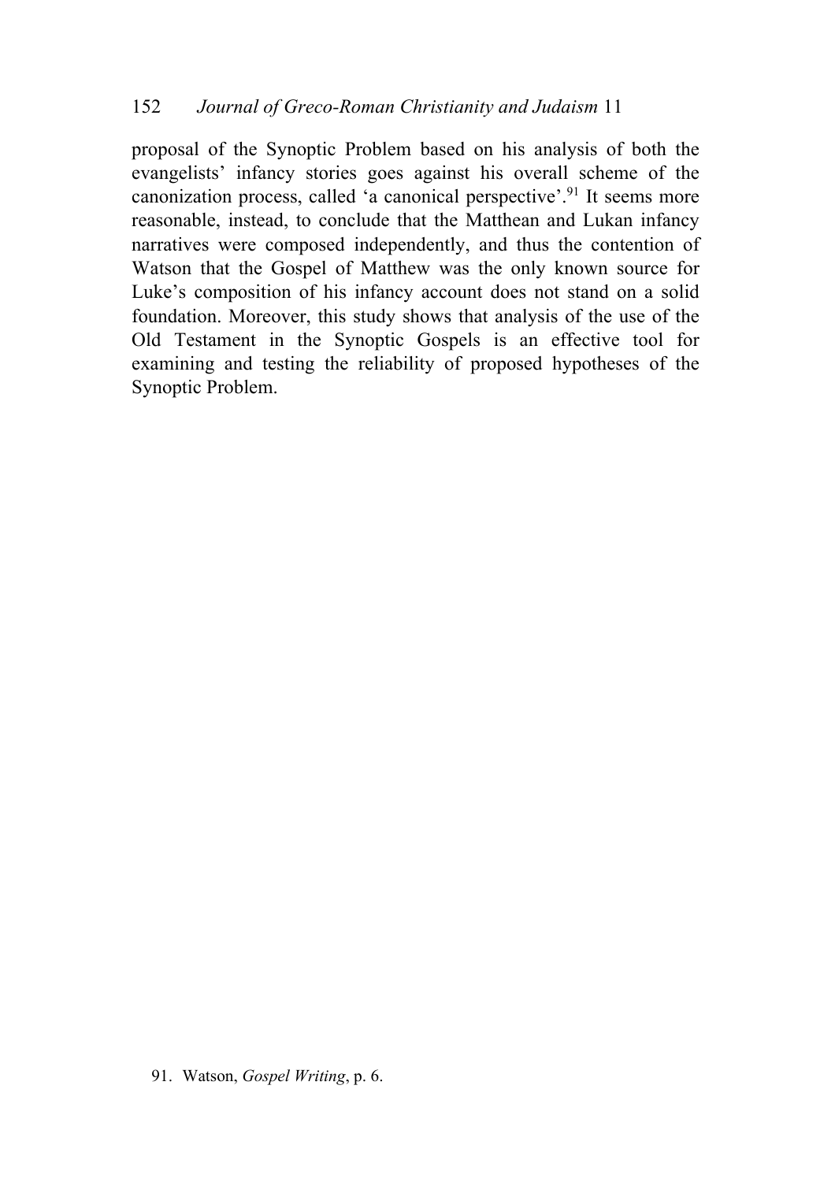proposal of the Synoptic Problem based on his analysis of both the evangelists' infancy stories goes against his overall scheme of the canonization process, called 'a canonical perspective'.[91] It seems more reasonable, instead, to conclude that the Matthean and Lukan infancy narratives were composed independently, and thus the contention of Watson that the Gospel of Matthew was the only known source for Luke's composition of his infancy account does not stand on a solid foundation. Moreover, this study shows that analysis of the use of the Old Testament in the Synoptic Gospels is an effective tool for examining and testing the reliability of proposed hypotheses of the Synoptic Problem.

91. Watson, *Gospel Writing*, p. 6.